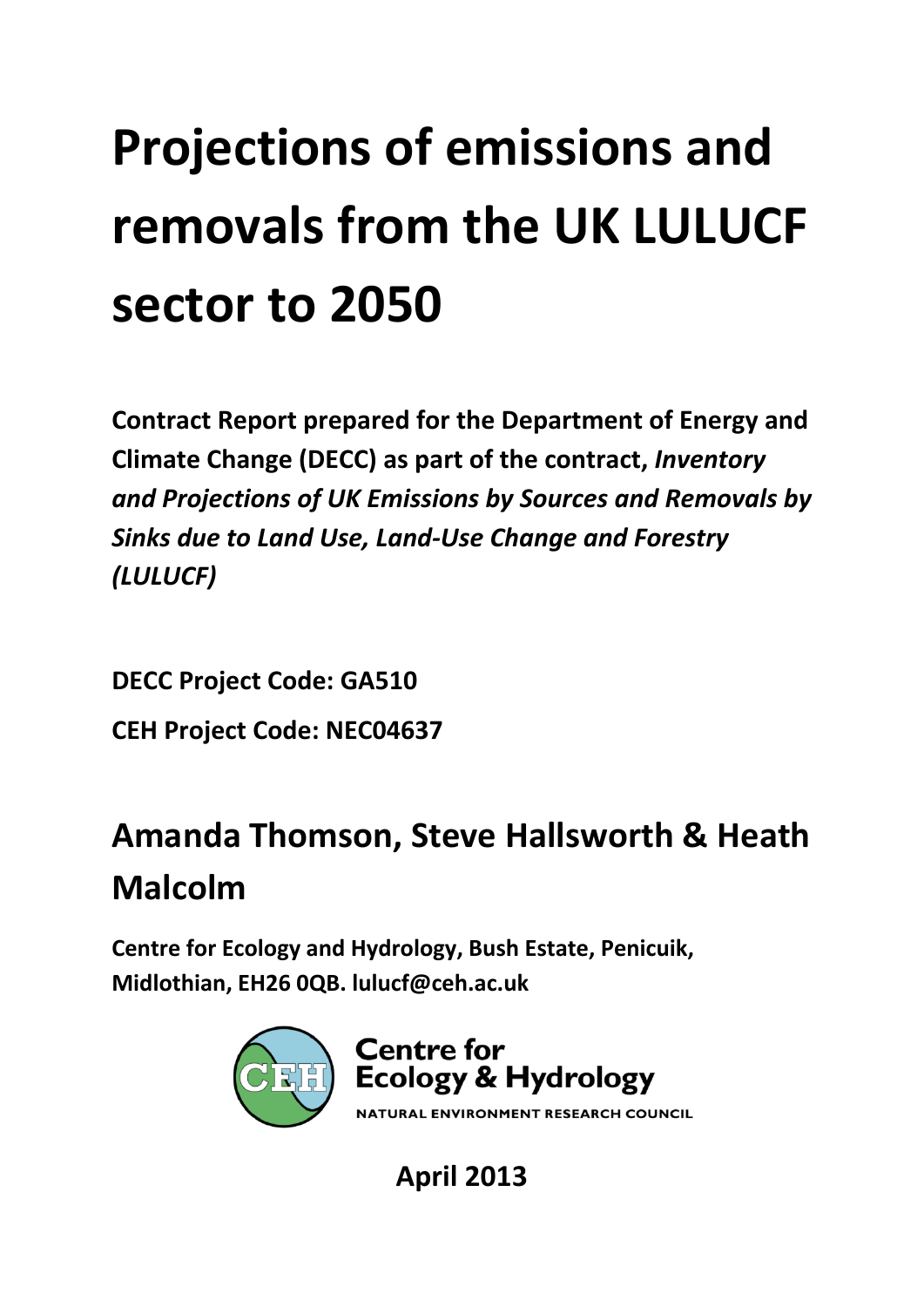# Projections of emissions and removals from the UK LULUCF sector to 2050

**Contract Report prepared for the Department of Energy and Climate Change (DECC) as part of the contract, *Inventory and Projections of UK Emissions by Sources and Removals by Sinks due to Land Use, Land-Use Change and Forestry (LULUCF)***

**DECC Project Code: GA510**

**CEH Project Code: NEC04637**

## Amanda Thomson, Steve Hallsworth & Heath Malcolm

**Centre for Ecology and Hydrology, Bush Estate, Penicuik, Midlothian, EH26 0QB. lulucf@ceh.ac.uk**

Centre for Ecology & Hydrology

NATURAL ENVIRONMENT RESEARCH COUNCIL

**April 2013**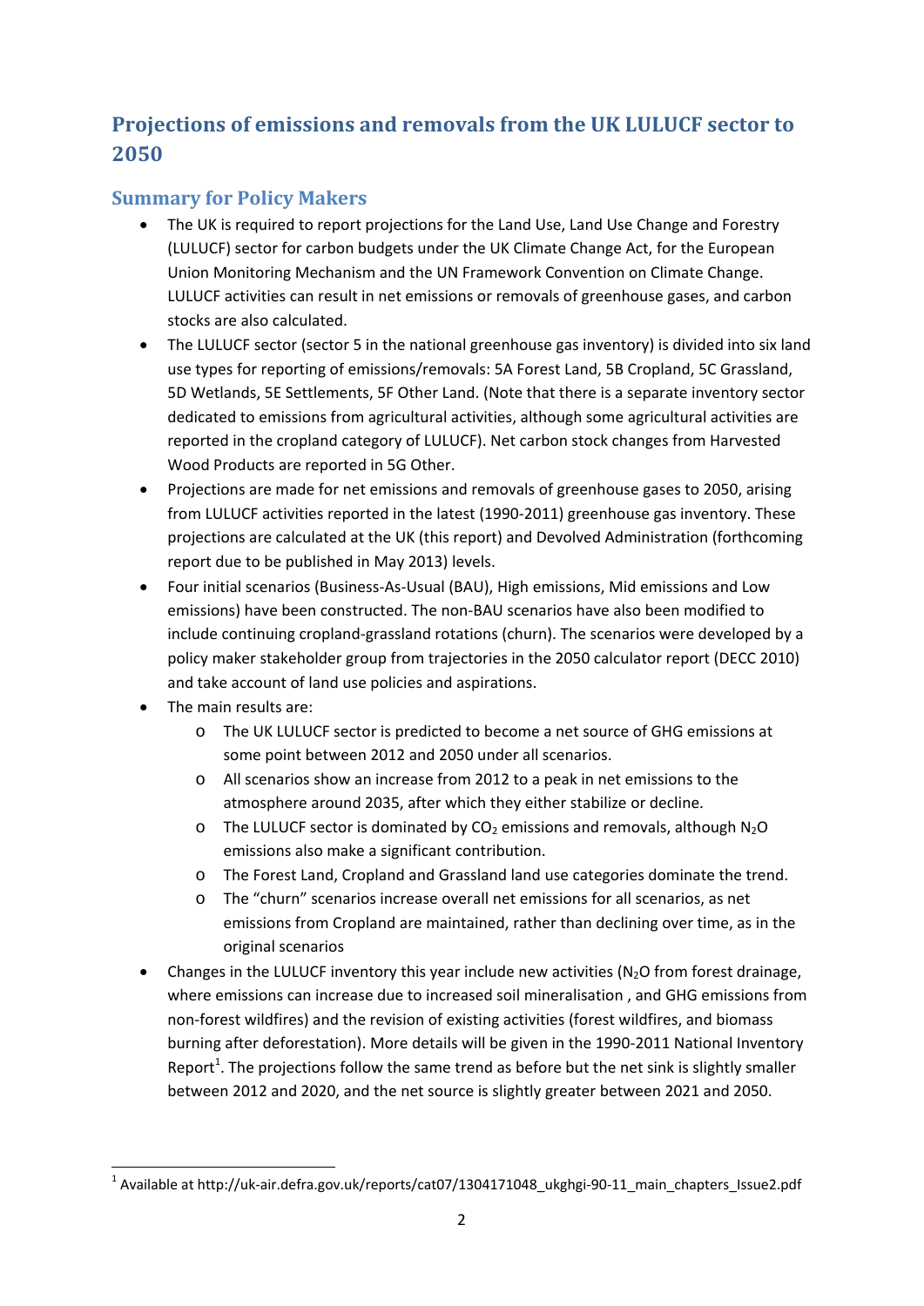# Projections of emissions and removals from the UK LULUCF sector to 2050

## Summary for Policy Makers

- The UK is required to report projections for the Land Use, Land Use Change and Forestry (LULUCF) sector for carbon budgets under the UK Climate Change Act, for the European Union Monitoring Mechanism and the UN Framework Convention on Climate Change. LULUCF activities can result in net emissions or removals of greenhouse gases, and carbon stocks are also calculated.
- The LULUCF sector (sector 5 in the national greenhouse gas inventory) is divided into six land use types for reporting of emissions/removals: 5A Forest Land, 5B Cropland, 5C Grassland, 5D Wetlands, 5E Settlements, 5F Other Land. (Note that there is a separate inventory sector dedicated to emissions from agricultural activities, although some agricultural activities are reported in the cropland category of LULUCF). Net carbon stock changes from Harvested Wood Products are reported in 5G Other.
- Projections are made for net emissions and removals of greenhouse gases to 2050, arising from LULUCF activities reported in the latest (1990-2011) greenhouse gas inventory. These projections are calculated at the UK (this report) and Devolved Administration (forthcoming report due to be published in May 2013) levels.
- Four initial scenarios (Business-As-Usual (BAU), High emissions, Mid emissions and Low emissions) have been constructed. The non-BAU scenarios have also been modified to include continuing cropland-grassland rotations (churn). The scenarios were developed by a policy maker stakeholder group from trajectories in the 2050 calculator report (DECC 2010) and take account of land use policies and aspirations.
- The main results are:
  - The UK LULUCF sector is predicted to become a net source of GHG emissions at some point between 2012 and 2050 under all scenarios.
  - All scenarios show an increase from 2012 to a peak in net emissions to the atmosphere around 2035, after which they either stabilize or decline.
  - The LULUCF sector is dominated by $CO_2$ emissions and removals, although $N_2O$ emissions also make a significant contribution.
  - The Forest Land, Cropland and Grassland land use categories dominate the trend.
  - The "churn" scenarios increase overall net emissions for all scenarios, as net emissions from Cropland are maintained, rather than declining over time, as in the original scenarios
- Changes in the LULUCF inventory this year include new activities ($N_2O$ from forest drainage, where emissions can increase due to increased soil mineralisation , and GHG emissions from non-forest wildfires) and the revision of existing activities (forest wildfires, and biomass burning after deforestation). More details will be given in the 1990-2011 National Inventory Report[1]. The projections follow the same trend as before but the net sink is slightly smaller between 2012 and 2020, and the net source is slightly greater between 2021 and 2050.

---

[1] Available at http://uk-air.defra.gov.uk/reports/cat07/1304171048_ukghgi-90-11_main_chapters_Issue2.pdf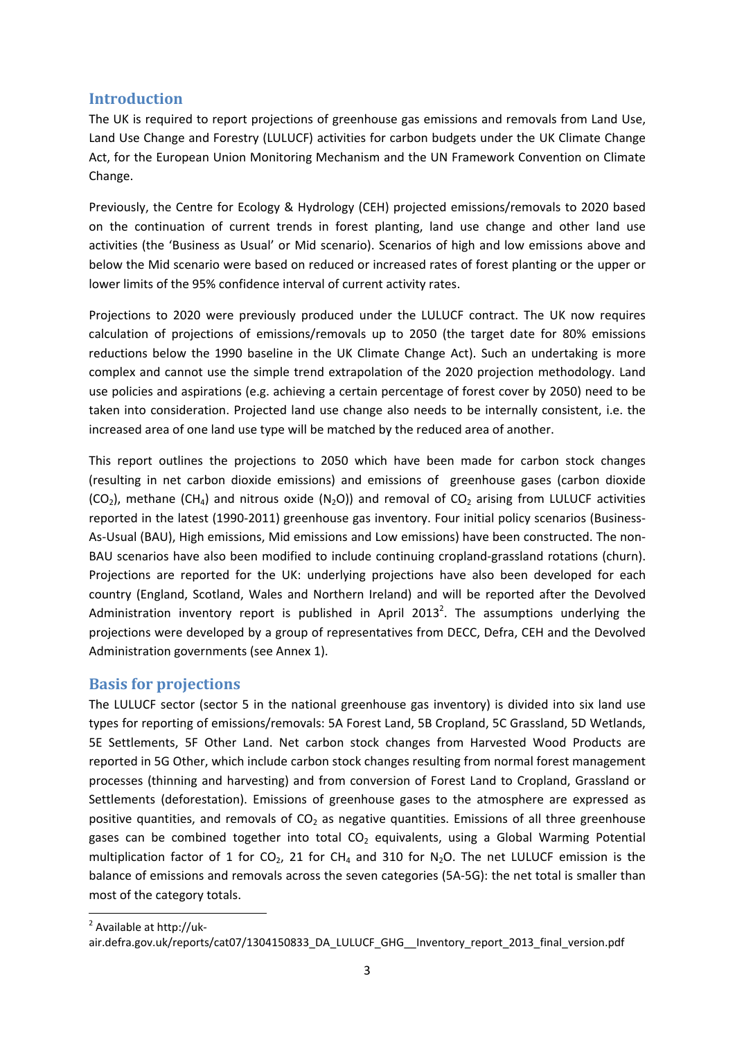## Introduction

The UK is required to report projections of greenhouse gas emissions and removals from Land Use, Land Use Change and Forestry (LULUCF) activities for carbon budgets under the UK Climate Change Act, for the European Union Monitoring Mechanism and the UN Framework Convention on Climate Change.

Previously, the Centre for Ecology & Hydrology (CEH) projected emissions/removals to 2020 based on the continuation of current trends in forest planting, land use change and other land use activities (the 'Business as Usual' or Mid scenario). Scenarios of high and low emissions above and below the Mid scenario were based on reduced or increased rates of forest planting or the upper or lower limits of the 95% confidence interval of current activity rates.

Projections to 2020 were previously produced under the LULUCF contract. The UK now requires calculation of projections of emissions/removals up to 2050 (the target date for 80% emissions reductions below the 1990 baseline in the UK Climate Change Act). Such an undertaking is more complex and cannot use the simple trend extrapolation of the 2020 projection methodology. Land use policies and aspirations (e.g. achieving a certain percentage of forest cover by 2050) need to be taken into consideration. Projected land use change also needs to be internally consistent, i.e. the increased area of one land use type will be matched by the reduced area of another.

This report outlines the projections to 2050 which have been made for carbon stock changes (resulting in net carbon dioxide emissions) and emissions of greenhouse gases (carbon dioxide ($CO_2$), methane ($CH_4$) and nitrous oxide ($N_2O$)) and removal of $CO_2$ arising from LULUCF activities reported in the latest (1990-2011) greenhouse gas inventory. Four initial policy scenarios (Business-As-Usual (BAU), High emissions, Mid emissions and Low emissions) have been constructed. The non-BAU scenarios have also been modified to include continuing cropland-grassland rotations (churn). Projections are reported for the UK: underlying projections have also been developed for each country (England, Scotland, Wales and Northern Ireland) and will be reported after the Devolved Administration inventory report is published in April 2013[2]. The assumptions underlying the projections were developed by a group of representatives from DECC, Defra, CEH and the Devolved Administration governments (see Annex 1).

## Basis for projections

The LULUCF sector (sector 5 in the national greenhouse gas inventory) is divided into six land use types for reporting of emissions/removals: 5A Forest Land, 5B Cropland, 5C Grassland, 5D Wetlands, 5E Settlements, 5F Other Land. Net carbon stock changes from Harvested Wood Products are reported in 5G Other, which include carbon stock changes resulting from normal forest management processes (thinning and harvesting) and from conversion of Forest Land to Cropland, Grassland or Settlements (deforestation). Emissions of greenhouse gases to the atmosphere are expressed as positive quantities, and removals of $CO_2$ as negative quantities. Emissions of all three greenhouse gases can be combined together into total $CO_2$ equivalents, using a Global Warming Potential multiplication factor of 1 for $CO_2$, 21 for $CH_4$ and 310 for $N_2O$. The net LULUCF emission is the balance of emissions and removals across the seven categories (5A-5G): the net total is smaller than most of the category totals.

[2] Available at http://uk-air.defra.gov.uk/reports/cat07/1304150833_DA_LULUCF_GHG__Inventory_report_2013_final_version.pdf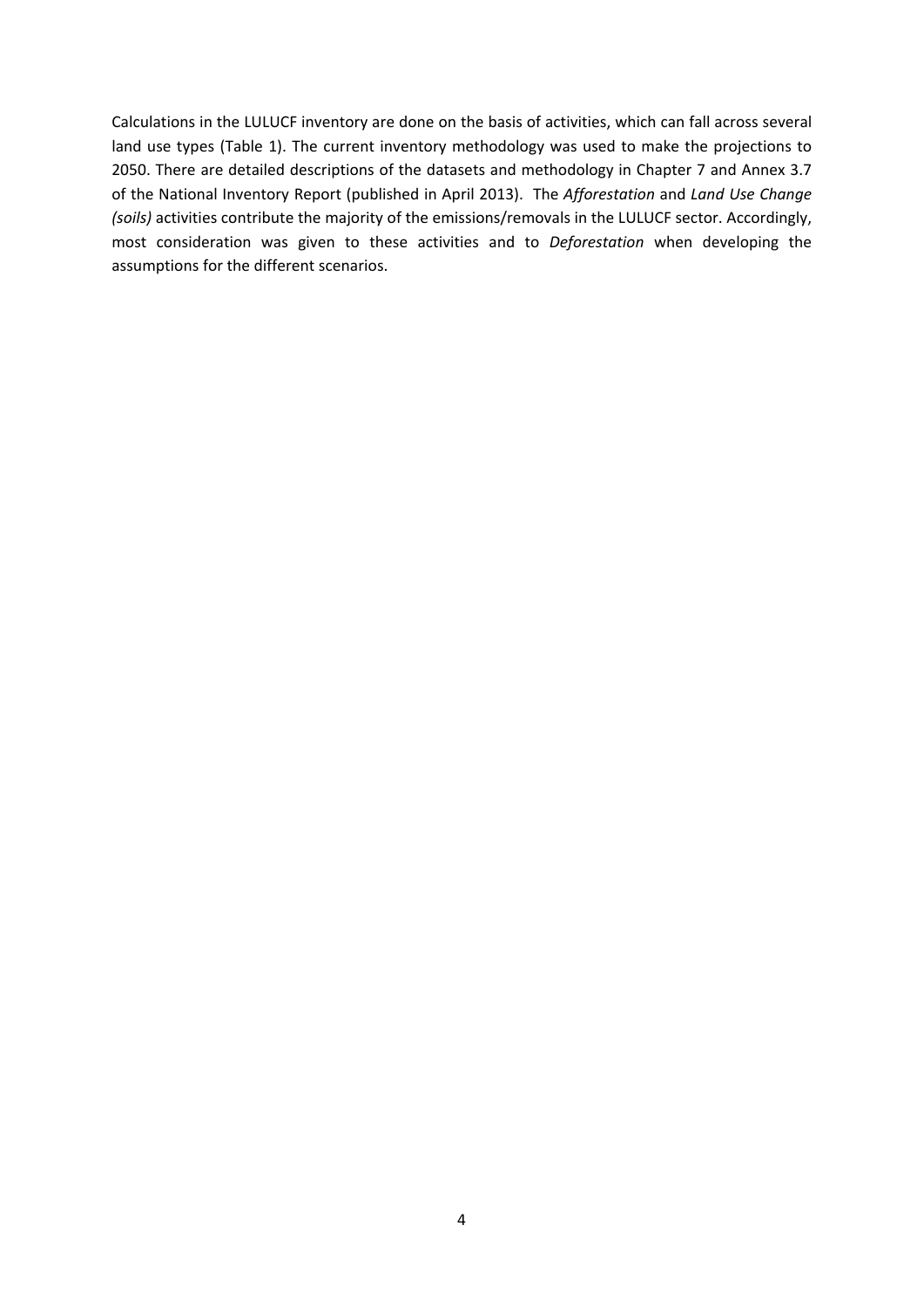Calculations in the LULUCF inventory are done on the basis of activities, which can fall across several land use types (Table 1). The current inventory methodology was used to make the projections to 2050. There are detailed descriptions of the datasets and methodology in Chapter 7 and Annex 3.7 of the National Inventory Report (published in April 2013). The *Afforestation* and *Land Use Change (soils)* activities contribute the majority of the emissions/removals in the LULUCF sector. Accordingly, most consideration was given to these activities and to *Deforestation* when developing the assumptions for the different scenarios.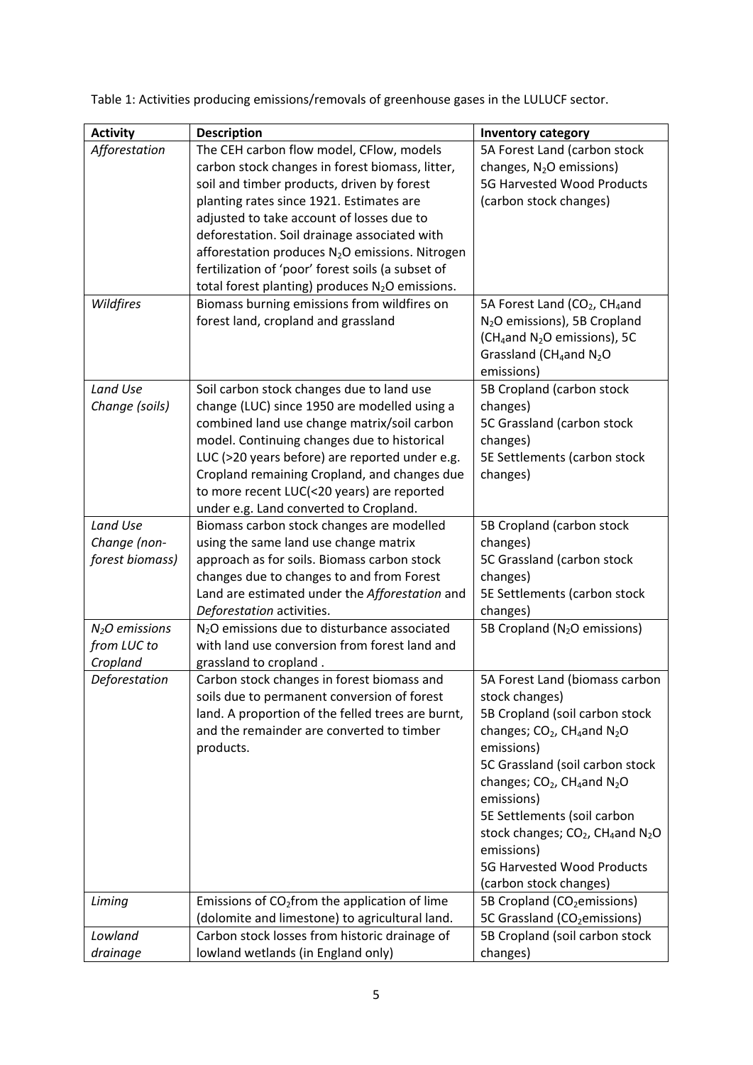Table 1: Activities producing emissions/removals of greenhouse gases in the LULUCF sector.

| **Activity** | **Description** | **Inventory category** |
|---|---|---|
| *Afforestation* | The CEH carbon flow model, CFlow, models carbon stock changes in forest biomass, litter, soil and timber products, driven by forest planting rates since 1921. Estimates are adjusted to take account of losses due to deforestation. Soil drainage associated with afforestation produces $N_2O$ emissions. Nitrogen fertilization of 'poor' forest soils (a subset of total forest planting) produces $N_2O$ emissions. | 5A Forest Land (carbon stock changes, $N_2O$ emissions)<br>5G Harvested Wood Products (carbon stock changes) |
| *Wildfires* | Biomass burning emissions from wildfires on forest land, cropland and grassland | 5A Forest Land ($CO_2$, $CH_4$ and $N_2O$ emissions), 5B Cropland ($CH_4$ and $N_2O$ emissions), 5C Grassland ($CH_4$ and $N_2O$ emissions) |
| *Land Use Change (soils)* | Soil carbon stock changes due to land use change (LUC) since 1950 are modelled using a combined land use change matrix/soil carbon model. Continuing changes due to historical LUC (>20 years before) are reported under e.g. Cropland remaining Cropland, and changes due to more recent LUC(<20 years) are reported under e.g. Land converted to Cropland. | 5B Cropland (carbon stock changes)<br>5C Grassland (carbon stock changes)<br>5E Settlements (carbon stock changes) |
| *Land Use Change (non-forest biomass)* | Biomass carbon stock changes are modelled using the same land use change matrix approach as for soils. Biomass carbon stock changes due to changes to and from Forest Land are estimated under the *Afforestation* and *Deforestation* activities. | 5B Cropland (carbon stock changes)<br>5C Grassland (carbon stock changes)<br>5E Settlements (carbon stock changes) |
| *$N_2O$ emissions from LUC to Cropland* | $N_2O$ emissions due to disturbance associated with land use conversion from forest land and grassland to cropland . | 5B Cropland ($N_2O$ emissions) |
| *Deforestation* | Carbon stock changes in forest biomass and soils due to permanent conversion of forest land. A proportion of the felled trees are burnt, and the remainder are converted to timber products. | 5A Forest Land (biomass carbon stock changes)<br>5B Cropland (soil carbon stock changes; $CO_2$, $CH_4$ and $N_2O$ emissions)<br>5C Grassland (soil carbon stock changes; $CO_2$, $CH_4$ and $N_2O$ emissions)<br>5E Settlements (soil carbon stock changes; $CO_2$, $CH_4$ and $N_2O$ emissions)<br>5G Harvested Wood Products (carbon stock changes) |
| *Liming* | Emissions of $CO_2$ from the application of lime (dolomite and limestone) to agricultural land. | 5B Cropland ($CO_2$ emissions)<br>5C Grassland ($CO_2$ emissions) |
| *Lowland drainage* | Carbon stock losses from historic drainage of lowland wetlands (in England only) | 5B Cropland (soil carbon stock changes) |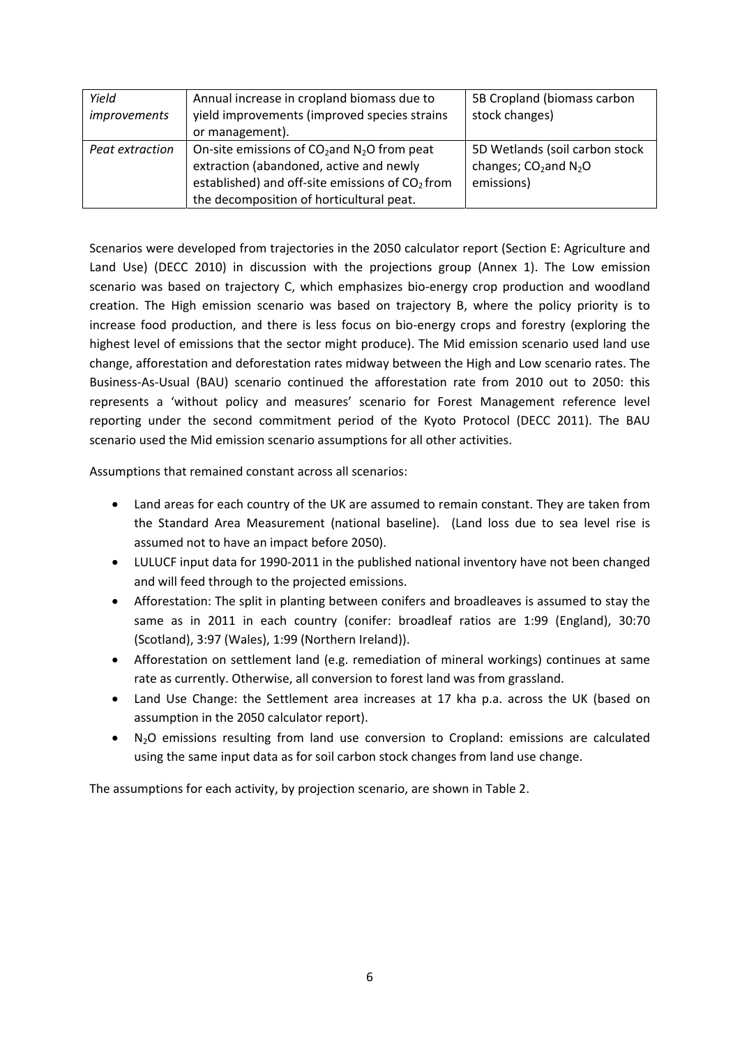| | | |
|---|---|---|
| *Yield improvements* | Annual increase in cropland biomass due to yield improvements (improved species strains or management). | 5B Cropland (biomass carbon stock changes) |
| *Peat extraction* | On-site emissions of $CO_2$ and $N_2O$ from peat extraction (abandoned, active and newly established) and off-site emissions of $CO_2$ from the decomposition of horticultural peat. | 5D Wetlands (soil carbon stock changes; $CO_2$ and $N_2O$ emissions) |

Scenarios were developed from trajectories in the 2050 calculator report (Section E: Agriculture and Land Use) (DECC 2010) in discussion with the projections group (Annex 1). The Low emission scenario was based on trajectory C, which emphasizes bio-energy crop production and woodland creation. The High emission scenario was based on trajectory B, where the policy priority is to increase food production, and there is less focus on bio-energy crops and forestry (exploring the highest level of emissions that the sector might produce). The Mid emission scenario used land use change, afforestation and deforestation rates midway between the High and Low scenario rates. The Business-As-Usual (BAU) scenario continued the afforestation rate from 2010 out to 2050: this represents a 'without policy and measures' scenario for Forest Management reference level reporting under the second commitment period of the Kyoto Protocol (DECC 2011). The BAU scenario used the Mid emission scenario assumptions for all other activities.

Assumptions that remained constant across all scenarios:

- Land areas for each country of the UK are assumed to remain constant. They are taken from the Standard Area Measurement (national baseline). (Land loss due to sea level rise is assumed not to have an impact before 2050).
- LULUCF input data for 1990-2011 in the published national inventory have not been changed and will feed through to the projected emissions.
- Afforestation: The split in planting between conifers and broadleaves is assumed to stay the same as in 2011 in each country (conifer: broadleaf ratios are 1:99 (England), 30:70 (Scotland), 3:97 (Wales), 1:99 (Northern Ireland)).
- Afforestation on settlement land (e.g. remediation of mineral workings) continues at same rate as currently. Otherwise, all conversion to forest land was from grassland.
- Land Use Change: the Settlement area increases at 17 kha p.a. across the UK (based on assumption in the 2050 calculator report).
- $N_2O$ emissions resulting from land use conversion to Cropland: emissions are calculated using the same input data as for soil carbon stock changes from land use change.

The assumptions for each activity, by projection scenario, are shown in Table 2.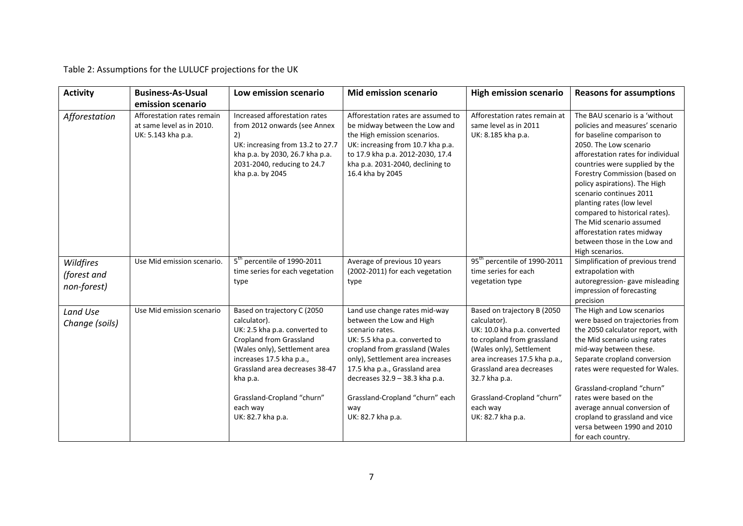Table 2: Assumptions for the LULUCF projections for the UK

| Activity | Business-As-Usual emission scenario | Low emission scenario | Mid emission scenario | High emission scenario | Reasons for assumptions |
|---|---|---|---|---|---|
| *Afforestation* | Afforestation rates remain at same level as in 2010. UK: 5.143 kha p.a. | Increased afforestation rates from 2012 onwards (see Annex 2) UK: increasing from 13.2 to 27.7 kha p.a. by 2030, 26.7 kha p.a. 2031-2040, reducing to 24.7 kha p.a. by 2045 | Afforestation rates are assumed to be midway between the Low and the High emission scenarios. UK: increasing from 10.7 kha p.a. to 17.9 kha p.a. 2012-2030, 17.4 kha p.a. 2031-2040, declining to 16.4 kha by 2045 | Afforestation rates remain at same level as in 2011 UK: 8.185 kha p.a. | The BAU scenario is a 'without policies and measures' scenario for baseline comparison to 2050. The Low scenario afforestation rates for individual countries were supplied by the Forestry Commission (based on policy aspirations). The High scenario continues 2011 planting rates (low level compared to historical rates). The Mid scenario assumed afforestation rates midway between those in the Low and High scenarios. |
| *Wildfires (forest and non-forest)* | Use Mid emission scenario. | 5th percentile of 1990-2011 time series for each vegetation type | Average of previous 10 years (2002-2011) for each vegetation type | 95th percentile of 1990-2011 time series for each vegetation type | Simplification of previous trend extrapolation with autoregression- gave misleading impression of forecasting precision |
| *Land Use Change (soils)* | Use Mid emission scenario | Based on trajectory C (2050 calculator). UK: 2.5 kha p.a. converted to Cropland from Grassland (Wales only), Settlement area increases 17.5 kha p.a., Grassland area decreases 38-47 kha p.a. <br><br> Grassland-Cropland "churn" each way UK: 82.7 kha p.a. | Land use change rates mid-way between the Low and High scenario rates. UK: 5.5 kha p.a. converted to cropland from grassland (Wales only), Settlement area increases 17.5 kha p.a., Grassland area decreases 32.9 – 38.3 kha p.a. <br><br> Grassland-Cropland "churn" each way UK: 82.7 kha p.a. | Based on trajectory B (2050 calculator). UK: 10.0 kha p.a. converted to cropland from grassland (Wales only), Settlement area increases 17.5 kha p.a., Grassland area decreases 32.7 kha p.a. <br><br> Grassland-Cropland "churn" each way UK: 82.7 kha p.a. | The High and Low scenarios were based on trajectories from the 2050 calculator report, with the Mid scenario using rates mid-way between these. Separate cropland conversion rates were requested for Wales. <br><br> Grassland-cropland "churn" rates were based on the average annual conversion of cropland to grassland and vice versa between 1990 and 2010 for each country. |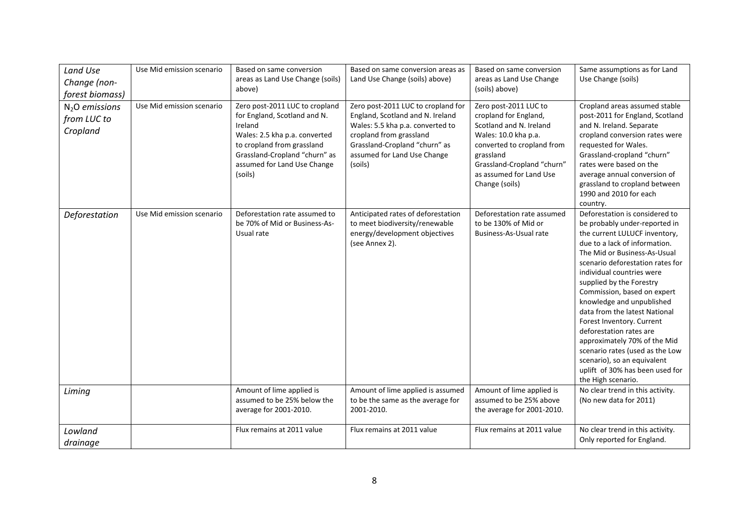| | | | | | |
|---|---|---|---|---|---|
| *Land Use Change (non-forest biomass)* | Use Mid emission scenario | Based on same conversion areas as Land Use Change (soils) above) | Based on same conversion areas as Land Use Change (soils) above) | Based on same conversion areas as Land Use Change (soils) above) | Same assumptions as for Land Use Change (soils) |
| *$N_2O$ emissions from LUC to Cropland* | Use Mid emission scenario | Zero post-2011 LUC to cropland for England, Scotland and N. Ireland<br>Wales: 2.5 kha p.a. converted to cropland from grassland<br>Grassland-Cropland "churn" as assumed for Land Use Change (soils) | Zero post-2011 LUC to cropland for England, Scotland and N. Ireland<br>Wales: 5.5 kha p.a. converted to cropland from grassland<br>Grassland-Cropland "churn" as assumed for Land Use Change (soils) | Zero post-2011 LUC to cropland for England, Scotland and N. Ireland<br>Wales: 10.0 kha p.a. converted to cropland from grassland<br>Grassland-Cropland "churn" as assumed for Land Use Change (soils) | Cropland areas assumed stable post-2011 for England, Scotland and N. Ireland. Separate cropland conversion rates were requested for Wales. Grassland-cropland "churn" rates were based on the average annual conversion of grassland to cropland between 1990 and 2010 for each country. |
| *Deforestation* | Use Mid emission scenario | Deforestation rate assumed to be 70% of Mid or Business-As-Usual rate | Anticipated rates of deforestation to meet biodiversity/renewable energy/development objectives (see Annex 2). | Deforestation rate assumed to be 130% of Mid or Business-As-Usual rate | Deforestation is considered to be probably under-reported in the current LULUCF inventory, due to a lack of information. The Mid or Business-As-Usual scenario deforestation rates for individual countries were supplied by the Forestry Commission, based on expert knowledge and unpublished data from the latest National Forest Inventory. Current deforestation rates are approximately 70% of the Mid scenario rates (used as the Low scenario), so an equivalent uplift of 30% has been used for the High scenario. |
| *Liming* | | Amount of lime applied is assumed to be 25% below the average for 2001-2010. | Amount of lime applied is assumed to be the same as the average for 2001-2010. | Amount of lime applied is assumed to be 25% above the average for 2001-2010. | No clear trend in this activity. (No new data for 2011) |
| *Lowland drainage* | | Flux remains at 2011 value | Flux remains at 2011 value | Flux remains at 2011 value | No clear trend in this activity. Only reported for England. |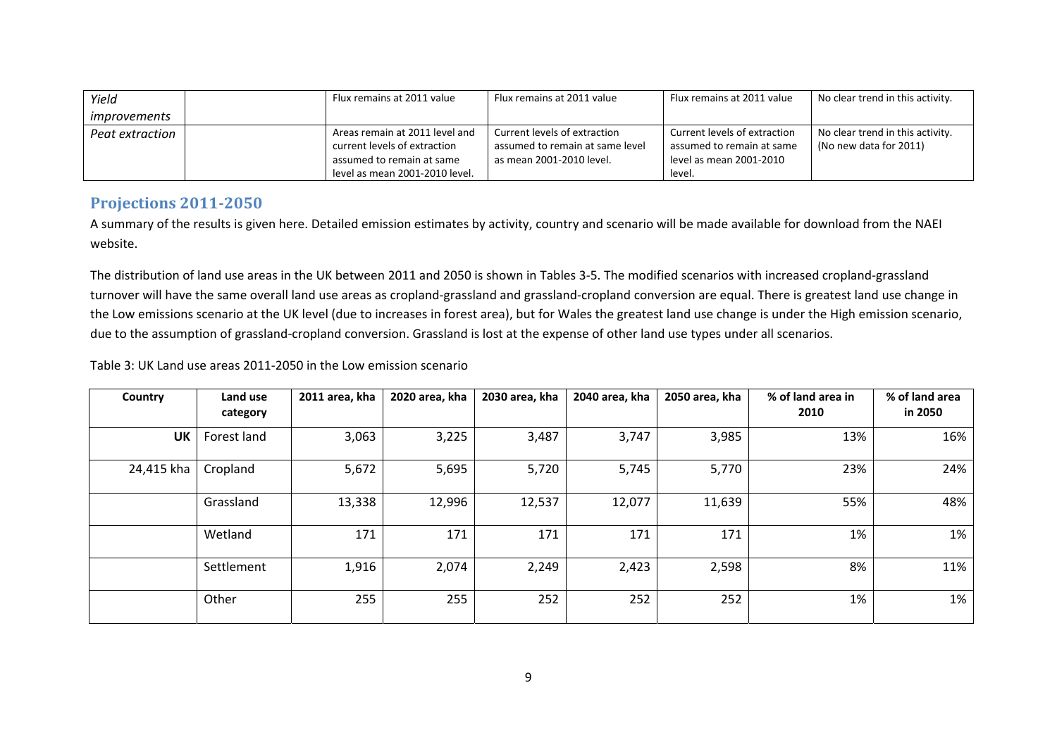| *Yield improvements* | | Flux remains at 2011 value | Flux remains at 2011 value | Flux remains at 2011 value | No clear trend in this activity. |
|---|---|---|---|---|---|
| *Peat extraction* | | Areas remain at 2011 level and current levels of extraction assumed to remain at same level as mean 2001-2010 level. | Current levels of extraction assumed to remain at same level as mean 2001-2010 level. | Current levels of extraction assumed to remain at same level as mean 2001-2010 level. | No clear trend in this activity. (No new data for 2011) |

## Projections 2011-2050

A summary of the results is given here. Detailed emission estimates by activity, country and scenario will be made available for download from the NAEI website.

The distribution of land use areas in the UK between 2011 and 2050 is shown in Tables 3-5. The modified scenarios with increased cropland-grassland turnover will have the same overall land use areas as cropland-grassland and grassland-cropland conversion are equal. There is greatest land use change in the Low emissions scenario at the UK level (due to increases in forest area), but for Wales the greatest land use change is under the High emission scenario, due to the assumption of grassland-cropland conversion. Grassland is lost at the expense of other land use types under all scenarios.

Table 3: UK Land use areas 2011-2050 in the Low emission scenario

| Country | Land use category | 2011 area, kha | 2020 area, kha | 2030 area, kha | 2040 area, kha | 2050 area, kha | % of land area in 2010 | % of land area in 2050 |
|---|---|---|---|---|---|---|---|---|
| **UK** | Forest land | 3,063 | 3,225 | 3,487 | 3,747 | 3,985 | 13% | 16% |
| 24,415 kha | Cropland | 5,672 | 5,695 | 5,720 | 5,745 | 5,770 | 23% | 24% |
| | Grassland | 13,338 | 12,996 | 12,537 | 12,077 | 11,639 | 55% | 48% |
| | Wetland | 171 | 171 | 171 | 171 | 171 | 1% | 1% |
| | Settlement | 1,916 | 2,074 | 2,249 | 2,423 | 2,598 | 8% | 11% |
| | Other | 255 | 255 | 252 | 252 | 252 | 1% | 1% |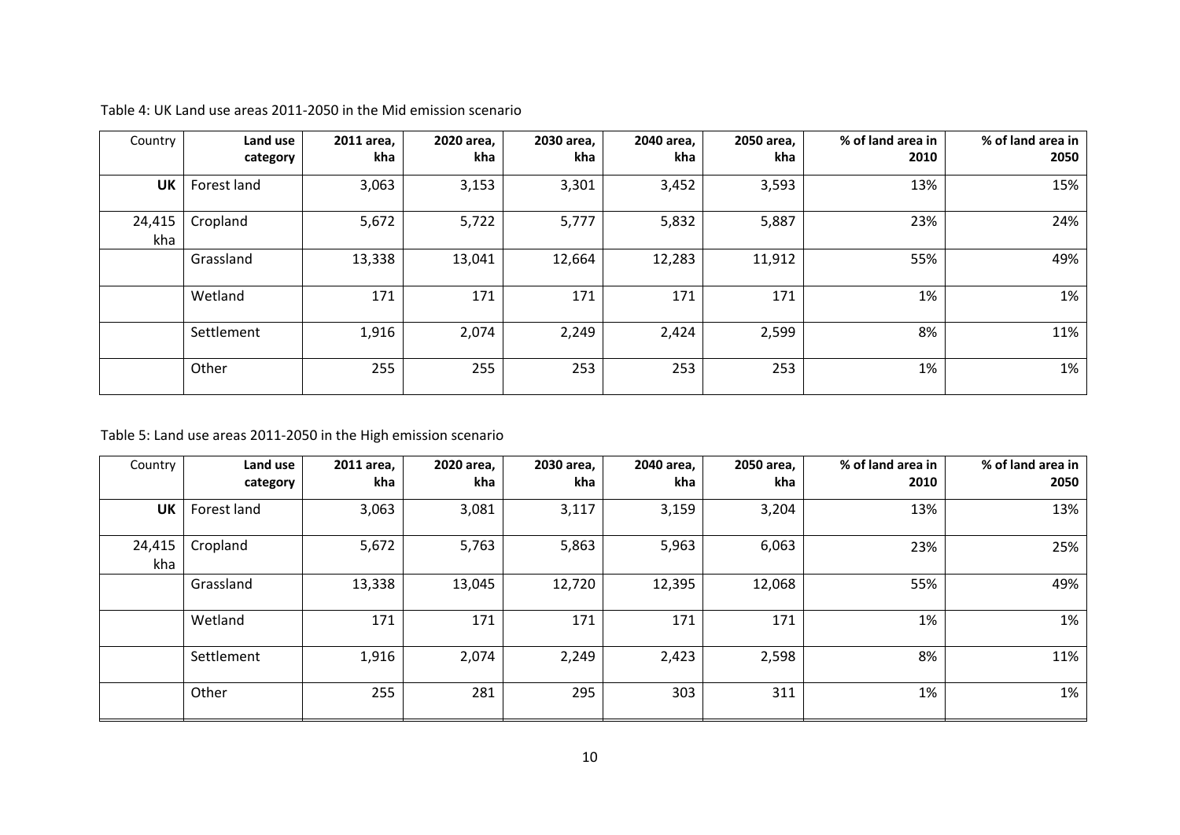Table 4: UK Land use areas 2011-2050 in the Mid emission scenario

| Country | Land use category | 2011 area, kha | 2020 area, kha | 2030 area, kha | 2040 area, kha | 2050 area, kha | % of land area in 2010 | % of land area in 2050 |
|---|---|---|---|---|---|---|---|---|
| **UK** | Forest land | 3,063 | 3,153 | 3,301 | 3,452 | 3,593 | 13% | 15% |
| 24,415 kha | Cropland | 5,672 | 5,722 | 5,777 | 5,832 | 5,887 | 23% | 24% |
| | Grassland | 13,338 | 13,041 | 12,664 | 12,283 | 11,912 | 55% | 49% |
| | Wetland | 171 | 171 | 171 | 171 | 171 | 1% | 1% |
| | Settlement | 1,916 | 2,074 | 2,249 | 2,424 | 2,599 | 8% | 11% |
| | Other | 255 | 255 | 253 | 253 | 253 | 1% | 1% |

Table 5: Land use areas 2011-2050 in the High emission scenario

| Country | Land use category | 2011 area, kha | 2020 area, kha | 2030 area, kha | 2040 area, kha | 2050 area, kha | % of land area in 2010 | % of land area in 2050 |
|---|---|---|---|---|---|---|---|---|
| **UK** | Forest land | 3,063 | 3,081 | 3,117 | 3,159 | 3,204 | 13% | 13% |
| 24,415 kha | Cropland | 5,672 | 5,763 | 5,863 | 5,963 | 6,063 | 23% | 25% |
| | Grassland | 13,338 | 13,045 | 12,720 | 12,395 | 12,068 | 55% | 49% |
| | Wetland | 171 | 171 | 171 | 171 | 171 | 1% | 1% |
| | Settlement | 1,916 | 2,074 | 2,249 | 2,423 | 2,598 | 8% | 11% |
| | Other | 255 | 281 | 295 | 303 | 311 | 1% | 1% |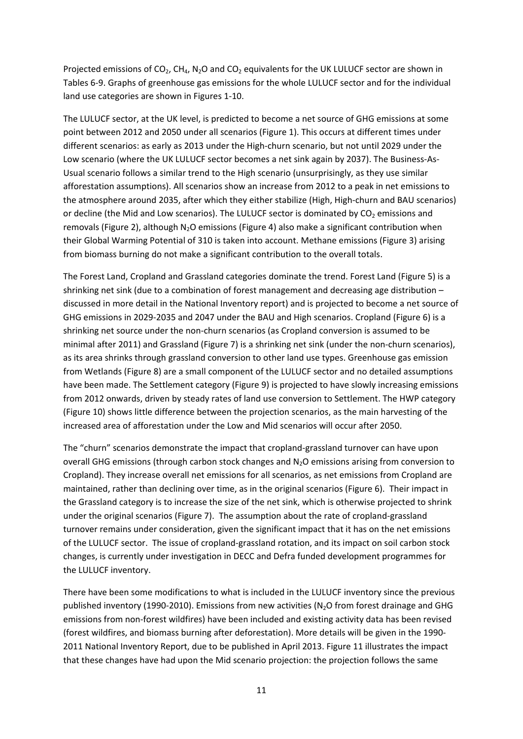Projected emissions of $CO_2$, $CH_4$, $N_2O$ and $CO_2$ equivalents for the UK LULUCF sector are shown in Tables 6-9. Graphs of greenhouse gas emissions for the whole LULUCF sector and for the individual land use categories are shown in Figures 1-10.

The LULUCF sector, at the UK level, is predicted to become a net source of GHG emissions at some point between 2012 and 2050 under all scenarios (Figure 1). This occurs at different times under different scenarios: as early as 2013 under the High-churn scenario, but not until 2029 under the Low scenario (where the UK LULUCF sector becomes a net sink again by 2037). The Business-As-Usual scenario follows a similar trend to the High scenario (unsurprisingly, as they use similar afforestation assumptions). All scenarios show an increase from 2012 to a peak in net emissions to the atmosphere around 2035, after which they either stabilize (High, High-churn and BAU scenarios) or decline (the Mid and Low scenarios). The LULUCF sector is dominated by $CO_2$ emissions and removals (Figure 2), although $N_2O$ emissions (Figure 4) also make a significant contribution when their Global Warming Potential of 310 is taken into account. Methane emissions (Figure 3) arising from biomass burning do not make a significant contribution to the overall totals.

The Forest Land, Cropland and Grassland categories dominate the trend. Forest Land (Figure 5) is a shrinking net sink (due to a combination of forest management and decreasing age distribution – discussed in more detail in the National Inventory report) and is projected to become a net source of GHG emissions in 2029-2035 and 2047 under the BAU and High scenarios. Cropland (Figure 6) is a shrinking net source under the non-churn scenarios (as Cropland conversion is assumed to be minimal after 2011) and Grassland (Figure 7) is a shrinking net sink (under the non-churn scenarios), as its area shrinks through grassland conversion to other land use types. Greenhouse gas emission from Wetlands (Figure 8) are a small component of the LULUCF sector and no detailed assumptions have been made. The Settlement category (Figure 9) is projected to have slowly increasing emissions from 2012 onwards, driven by steady rates of land use conversion to Settlement. The HWP category (Figure 10) shows little difference between the projection scenarios, as the main harvesting of the increased area of afforestation under the Low and Mid scenarios will occur after 2050.

The "churn" scenarios demonstrate the impact that cropland-grassland turnover can have upon overall GHG emissions (through carbon stock changes and $N_2O$ emissions arising from conversion to Cropland). They increase overall net emissions for all scenarios, as net emissions from Cropland are maintained, rather than declining over time, as in the original scenarios (Figure 6). Their impact in the Grassland category is to increase the size of the net sink, which is otherwise projected to shrink under the original scenarios (Figure 7). The assumption about the rate of cropland-grassland turnover remains under consideration, given the significant impact that it has on the net emissions of the LULUCF sector. The issue of cropland-grassland rotation, and its impact on soil carbon stock changes, is currently under investigation in DECC and Defra funded development programmes for the LULUCF inventory.

There have been some modifications to what is included in the LULUCF inventory since the previous published inventory (1990-2010). Emissions from new activities ($N_2O$ from forest drainage and GHG emissions from non-forest wildfires) have been included and existing activity data has been revised (forest wildfires, and biomass burning after deforestation). More details will be given in the 1990-2011 National Inventory Report, due to be published in April 2013. Figure 11 illustrates the impact that these changes have had upon the Mid scenario projection: the projection follows the same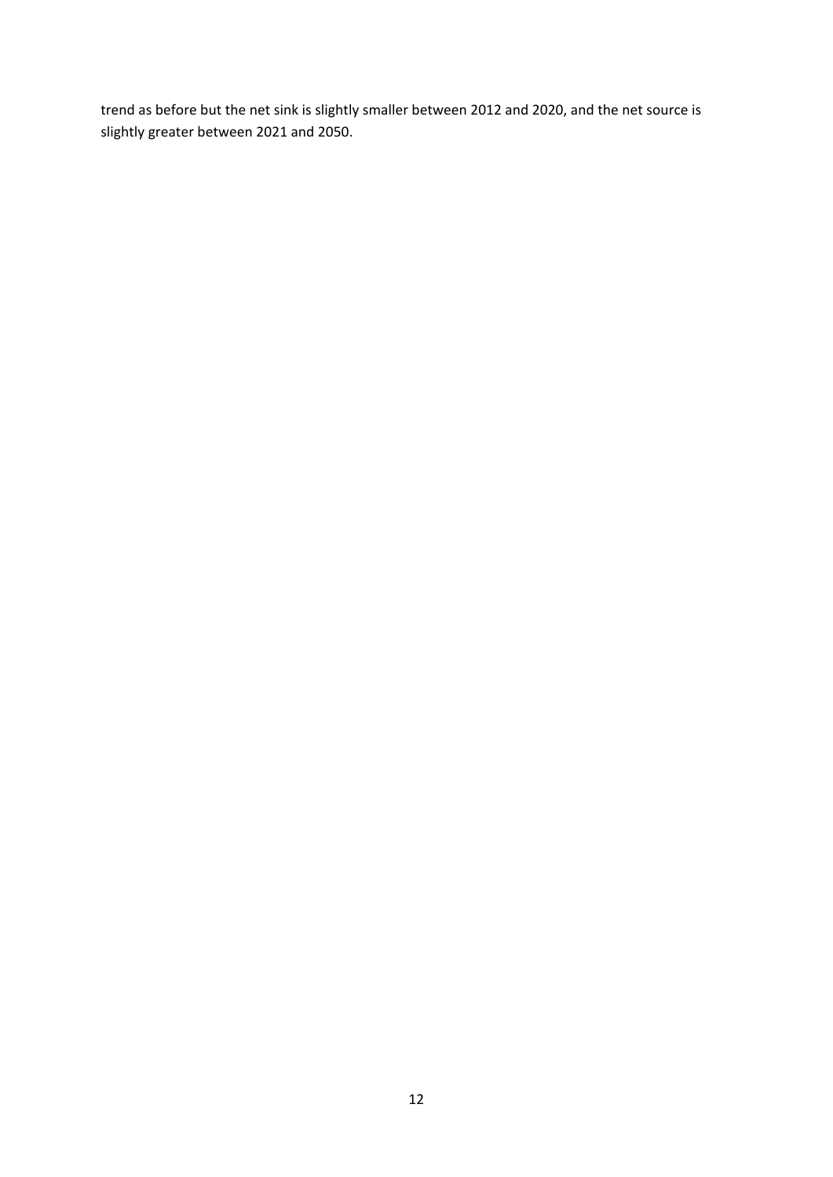trend as before but the net sink is slightly smaller between 2012 and 2020, and the net source is slightly greater between 2021 and 2050.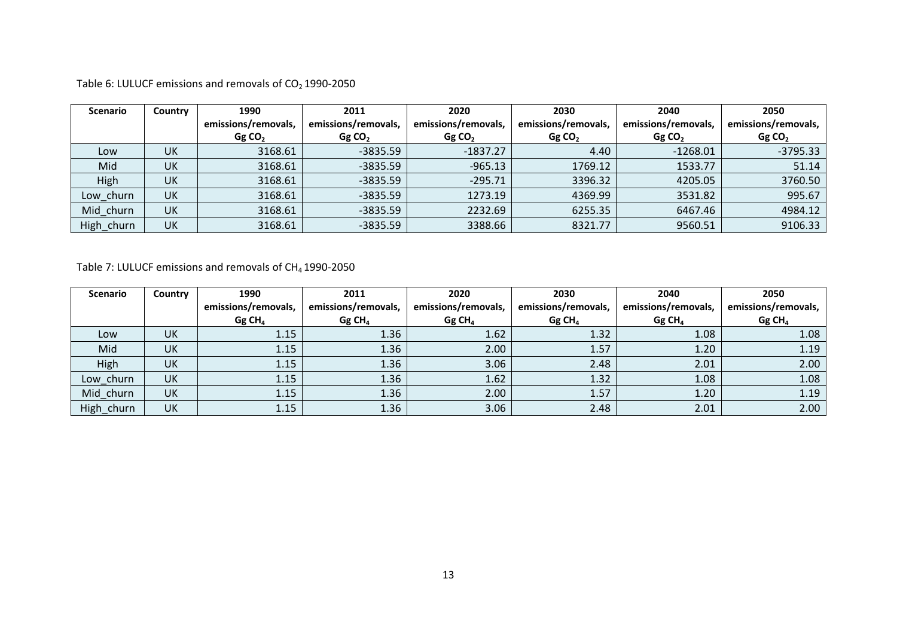Table 6: LULUCF emissions and removals of $CO_2$ 1990-2050

| Scenario | Country | 1990 emissions/removals, Gg $CO_2$ | 2011 emissions/removals, Gg $CO_2$ | 2020 emissions/removals, Gg $CO_2$ | 2030 emissions/removals, Gg $CO_2$ | 2040 emissions/removals, Gg $CO_2$ | 2050 emissions/removals, Gg $CO_2$ |
|---|---|---|---|---|---|---|---|
| Low | UK | 3168.61 | -3835.59 | -1837.27 | 4.40 | -1268.01 | -3795.33 |
| Mid | UK | 3168.61 | -3835.59 | -965.13 | 1769.12 | 1533.77 | 51.14 |
| High | UK | 3168.61 | -3835.59 | -295.71 | 3396.32 | 4205.05 | 3760.50 |
| Low_churn | UK | 3168.61 | -3835.59 | 1273.19 | 4369.99 | 3531.82 | 995.67 |
| Mid_churn | UK | 3168.61 | -3835.59 | 2232.69 | 6255.35 | 6467.46 | 4984.12 |
| High_churn | UK | 3168.61 | -3835.59 | 3388.66 | 8321.77 | 9560.51 | 9106.33 |

Table 7: LULUCF emissions and removals of $CH_4$ 1990-2050

| Scenario | Country | 1990 emissions/removals, Gg $CH_4$ | 2011 emissions/removals, Gg $CH_4$ | 2020 emissions/removals, Gg $CH_4$ | 2030 emissions/removals, Gg $CH_4$ | 2040 emissions/removals, Gg $CH_4$ | 2050 emissions/removals, Gg $CH_4$ |
|---|---|---|---|---|---|---|---|
| Low | UK | 1.15 | 1.36 | 1.62 | 1.32 | 1.08 | 1.08 |
| Mid | UK | 1.15 | 1.36 | 2.00 | 1.57 | 1.20 | 1.19 |
| High | UK | 1.15 | 1.36 | 3.06 | 2.48 | 2.01 | 2.00 |
| Low_churn | UK | 1.15 | 1.36 | 1.62 | 1.32 | 1.08 | 1.08 |
| Mid_churn | UK | 1.15 | 1.36 | 2.00 | 1.57 | 1.20 | 1.19 |
| High_churn | UK | 1.15 | 1.36 | 3.06 | 2.48 | 2.01 | 2.00 |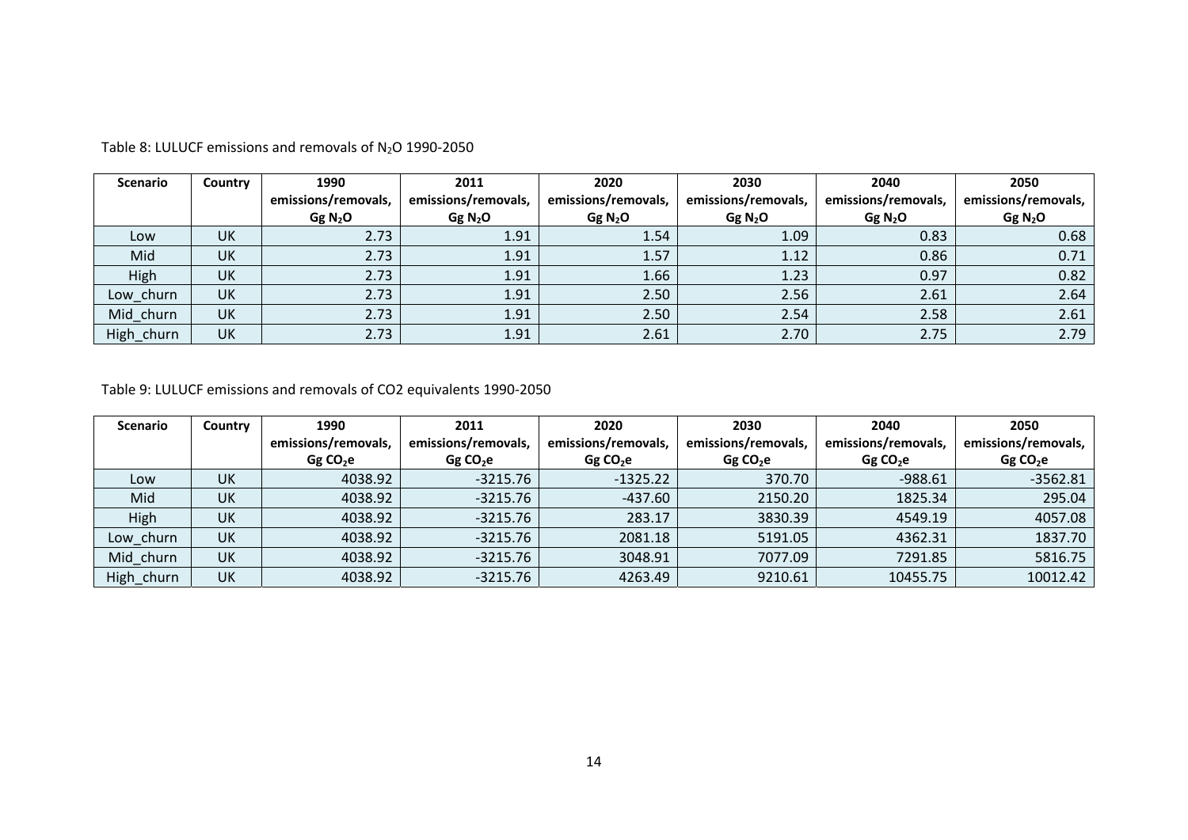Table 8: LULUCF emissions and removals of $N_2O$ 1990-2050

| Scenario | Country | 1990 emissions/removals, Gg $N_2O$ | 2011 emissions/removals, Gg $N_2O$ | 2020 emissions/removals, Gg $N_2O$ | 2030 emissions/removals, Gg $N_2O$ | 2040 emissions/removals, Gg $N_2O$ | 2050 emissions/removals, Gg $N_2O$ |
|---|---|---|---|---|---|---|---|
| Low | UK | 2.73 | 1.91 | 1.54 | 1.09 | 0.83 | 0.68 |
| Mid | UK | 2.73 | 1.91 | 1.57 | 1.12 | 0.86 | 0.71 |
| High | UK | 2.73 | 1.91 | 1.66 | 1.23 | 0.97 | 0.82 |
| Low_churn | UK | 2.73 | 1.91 | 2.50 | 2.56 | 2.61 | 2.64 |
| Mid_churn | UK | 2.73 | 1.91 | 2.50 | 2.54 | 2.58 | 2.61 |
| High_churn | UK | 2.73 | 1.91 | 2.61 | 2.70 | 2.75 | 2.79 |

Table 9: LULUCF emissions and removals of CO2 equivalents 1990-2050

| Scenario | Country | 1990 emissions/removals, Gg $CO_2e$ | 2011 emissions/removals, Gg $CO_2e$ | 2020 emissions/removals, Gg $CO_2e$ | 2030 emissions/removals, Gg $CO_2e$ | 2040 emissions/removals, Gg $CO_2e$ | 2050 emissions/removals, Gg $CO_2e$ |
|---|---|---|---|---|---|---|---|
| Low | UK | 4038.92 | -3215.76 | -1325.22 | 370.70 | -988.61 | -3562.81 |
| Mid | UK | 4038.92 | -3215.76 | -437.60 | 2150.20 | 1825.34 | 295.04 |
| High | UK | 4038.92 | -3215.76 | 283.17 | 3830.39 | 4549.19 | 4057.08 |
| Low_churn | UK | 4038.92 | -3215.76 | 2081.18 | 5191.05 | 4362.31 | 1837.70 |
| Mid_churn | UK | 4038.92 | -3215.76 | 3048.91 | 7077.09 | 7291.85 | 5816.75 |
| High_churn | UK | 4038.92 | -3215.76 | 4263.49 | 9210.61 | 10455.75 | 10012.42 |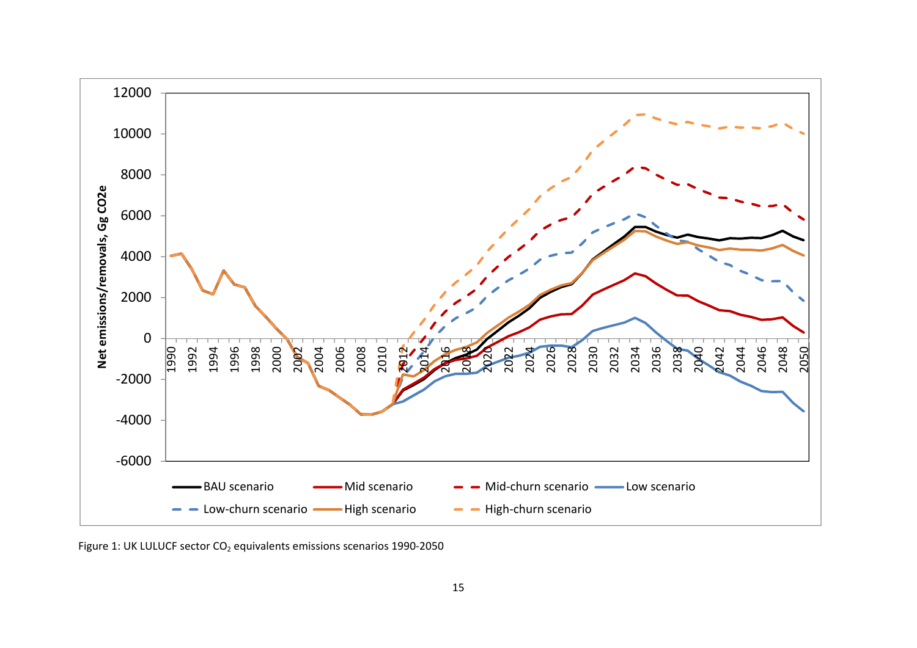Figure 1: UK LULUCF sector $CO_2$ equivalents emissions scenarios 1990-2050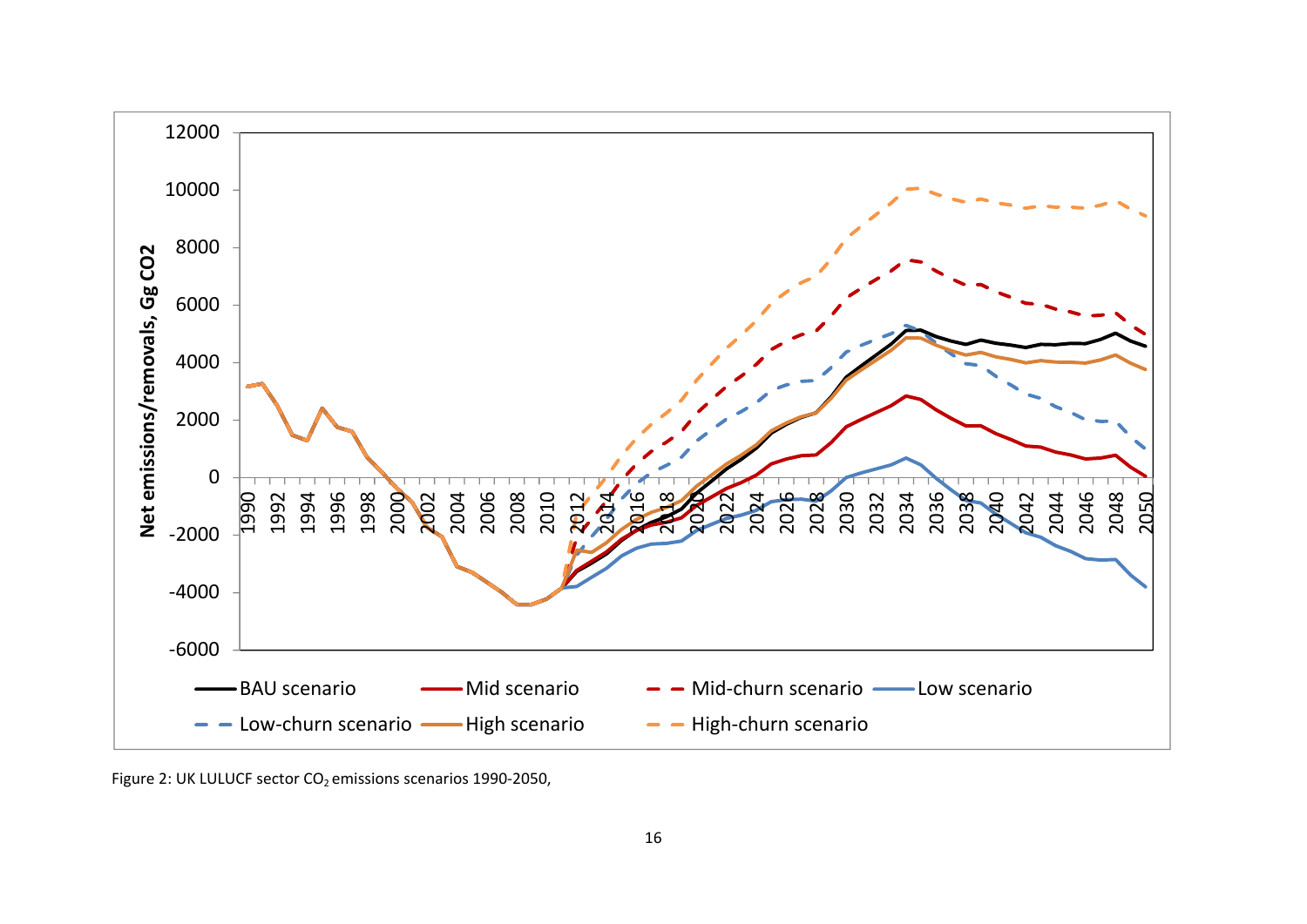Figure 2: UK LULUCF sector $CO_2$ emissions scenarios 1990-2050,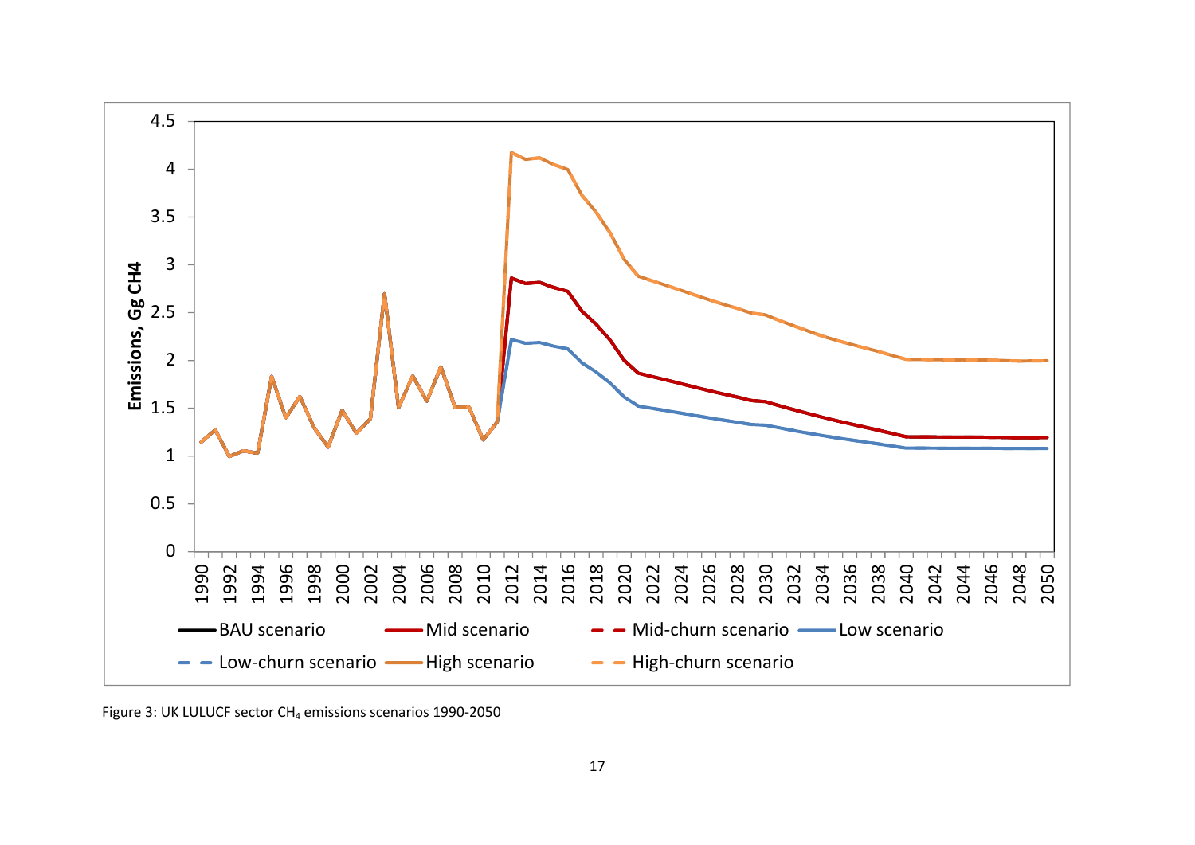Figure 3: UK LULUCF sector $CH_4$ emissions scenarios 1990-2050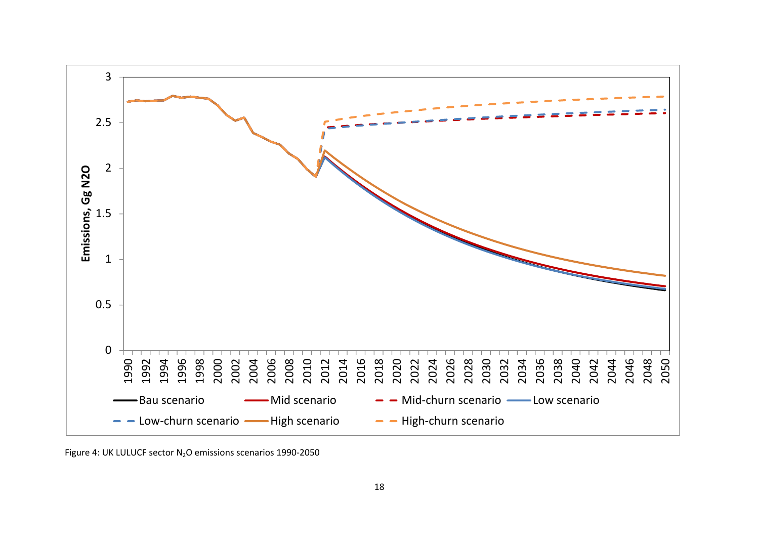Figure 4: UK LULUCF sector $N_2O$ emissions scenarios 1990-2050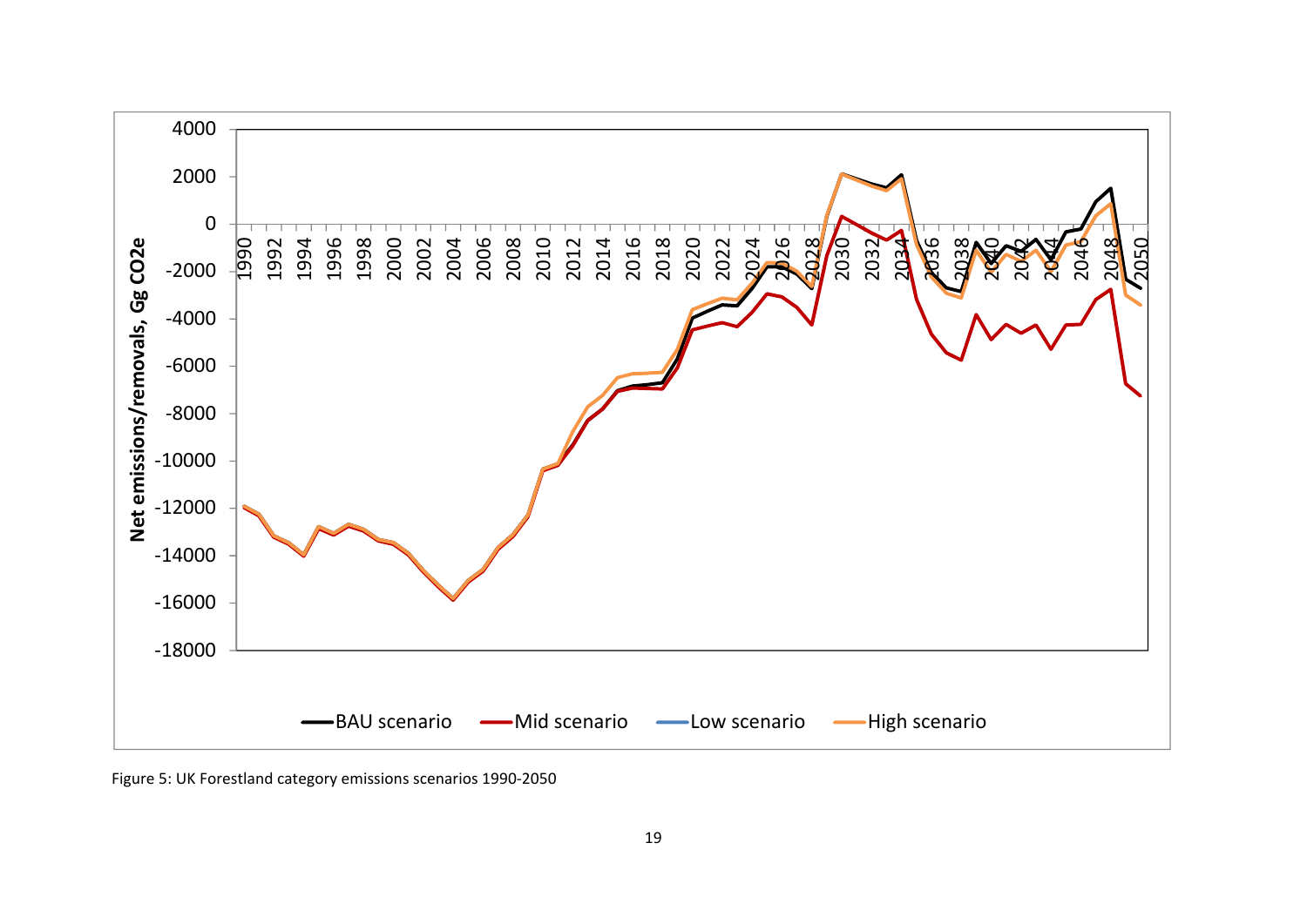Figure 5: UK Forestland category emissions scenarios 1990-2050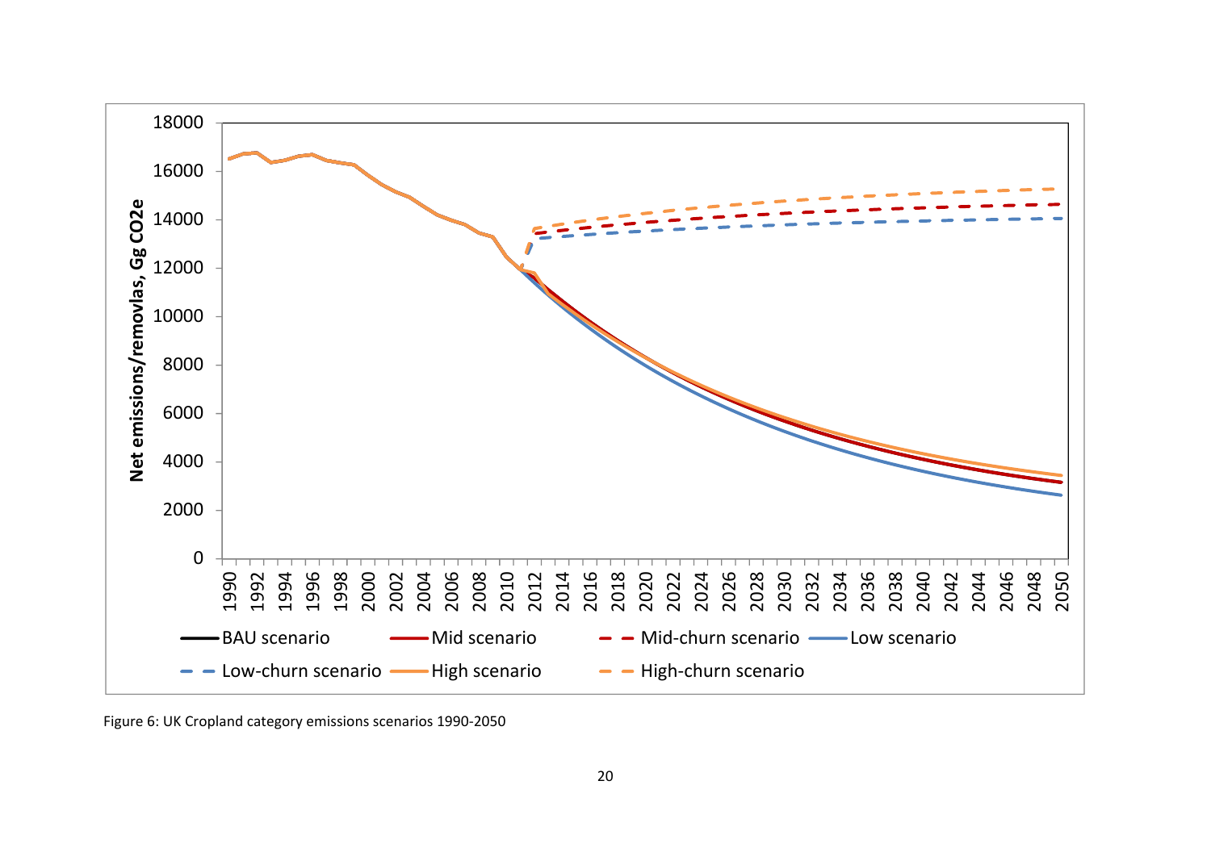Figure 6: UK Cropland category emissions scenarios 1990-2050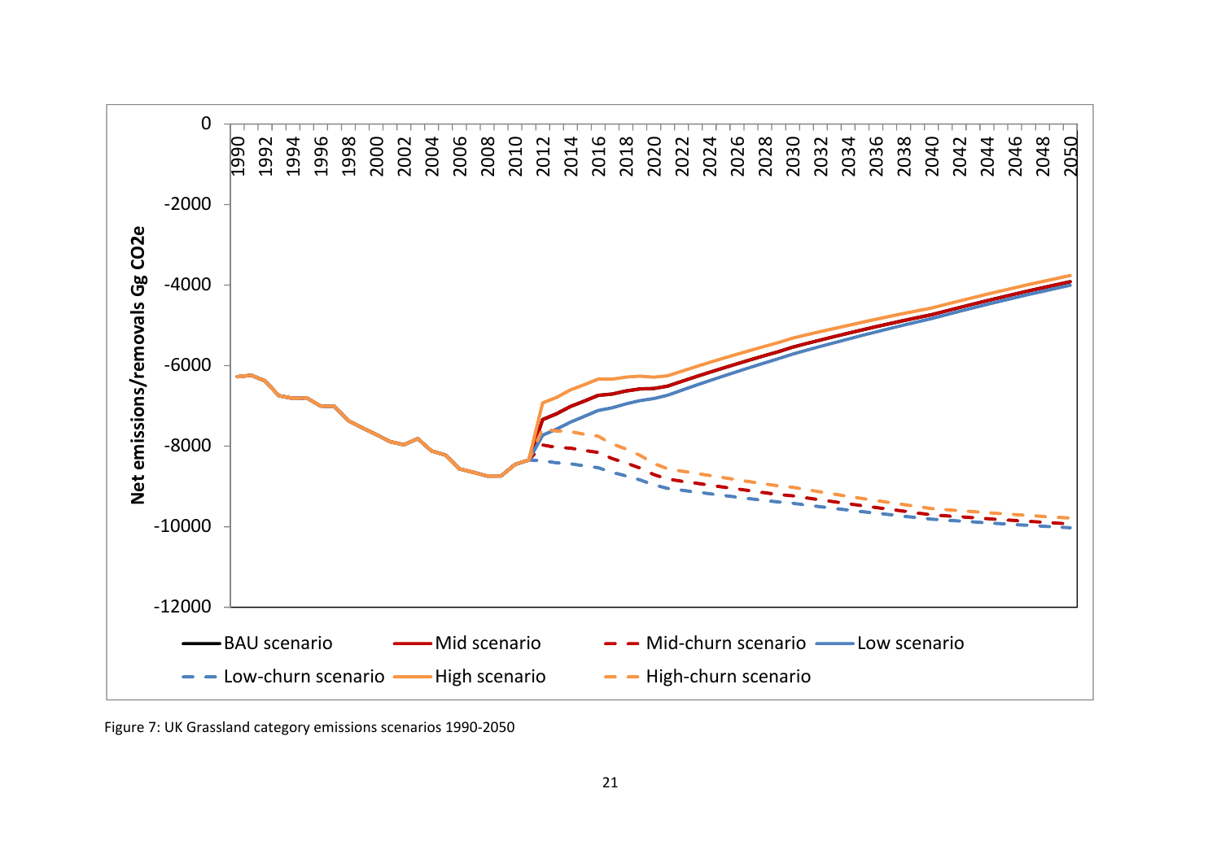Figure 7: UK Grassland category emissions scenarios 1990-2050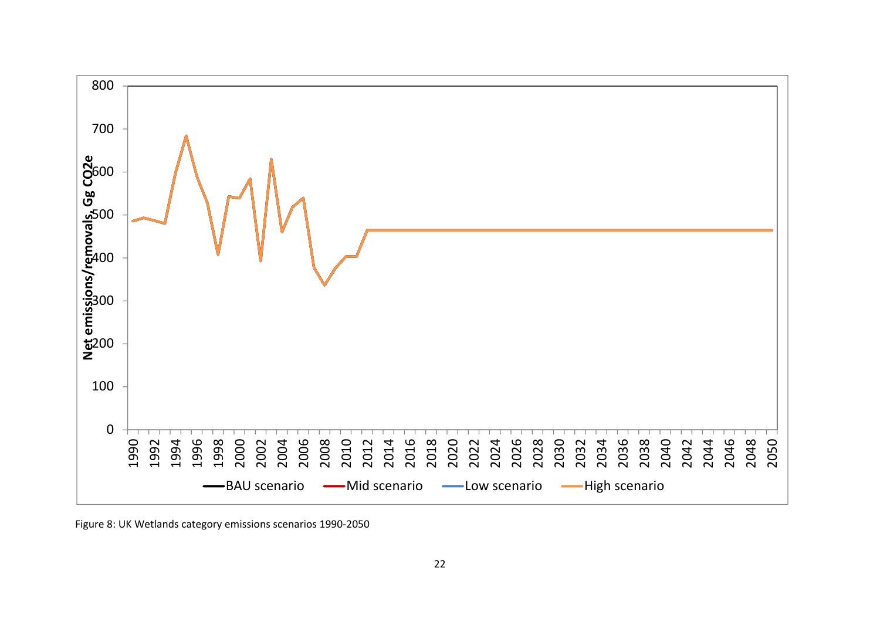Figure 8: UK Wetlands category emissions scenarios 1990-2050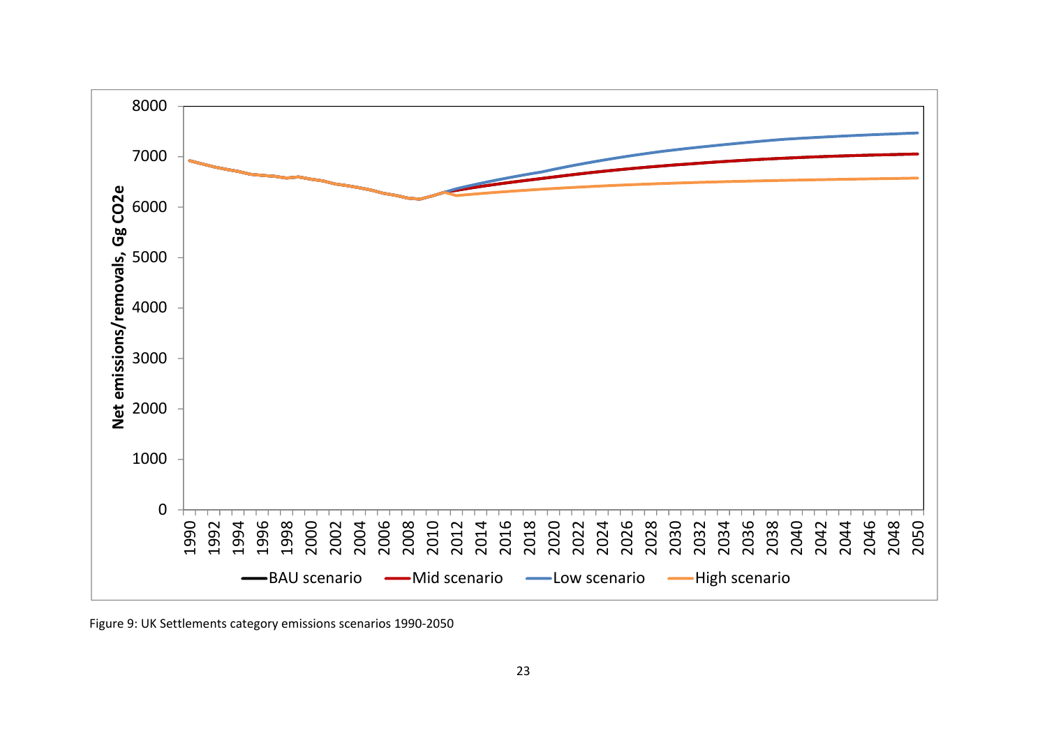Figure 9: UK Settlements category emissions scenarios 1990-2050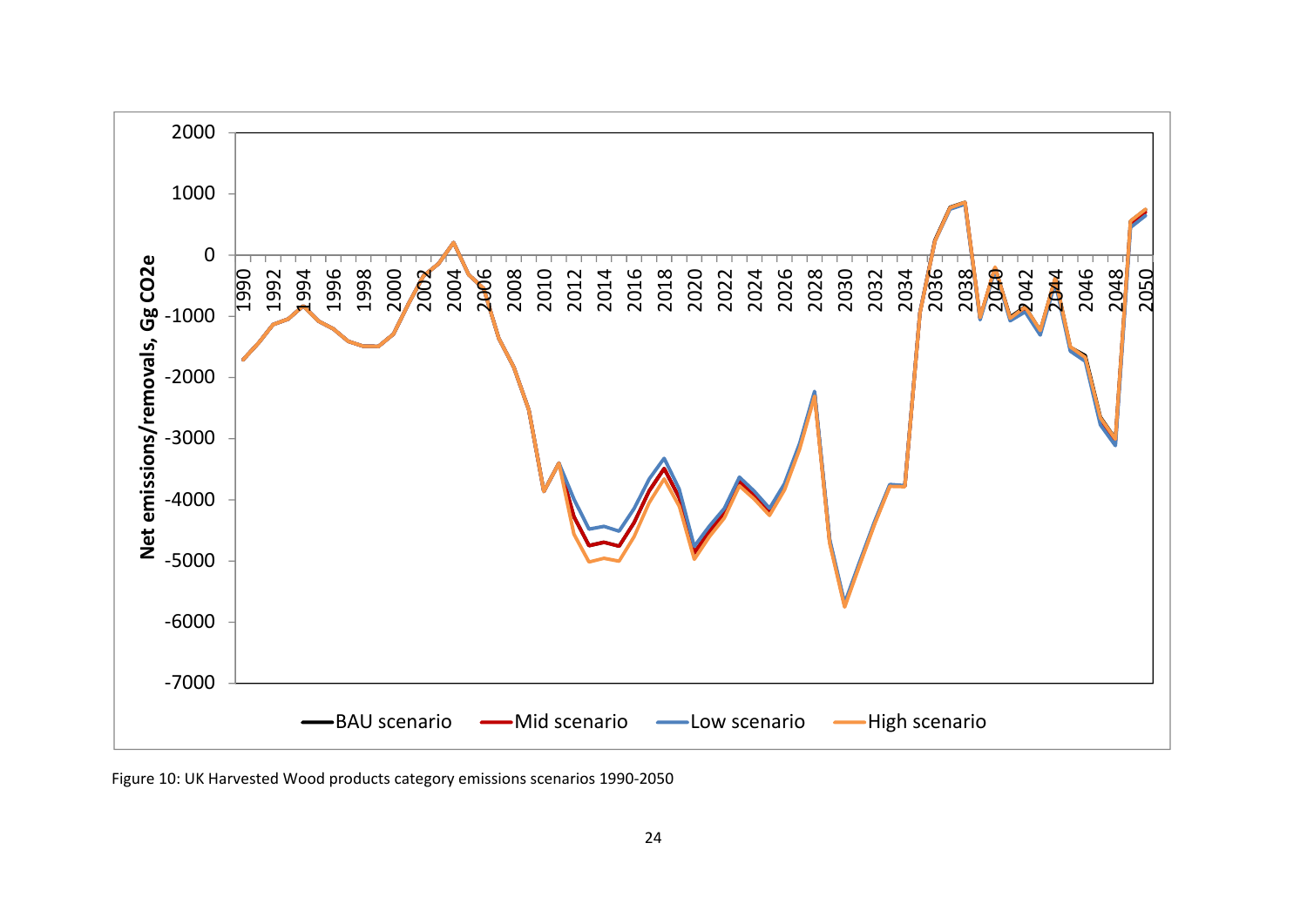Figure 10: UK Harvested Wood products category emissions scenarios 1990-2050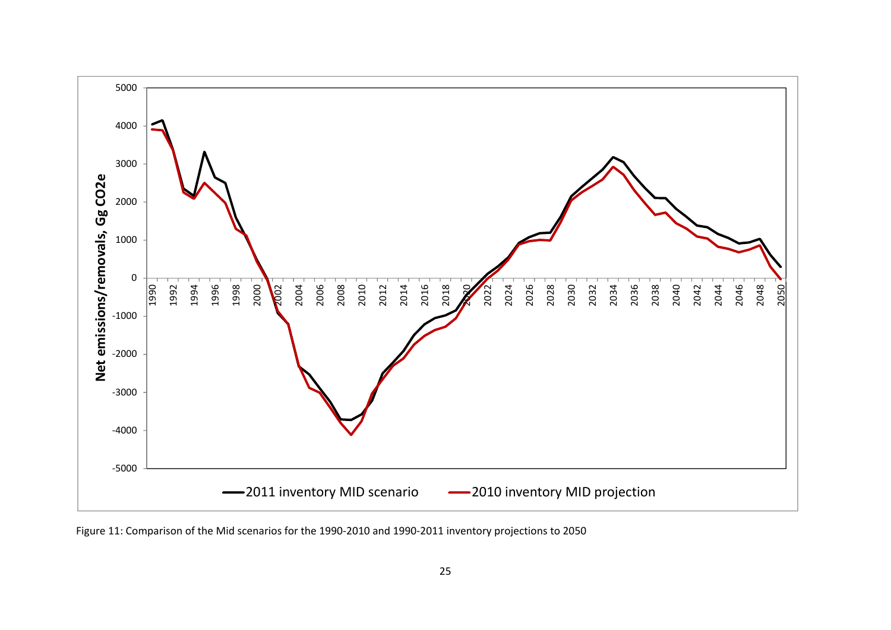Figure 11: Comparison of the Mid scenarios for the 1990-2010 and 1990-2011 inventory projections to 2050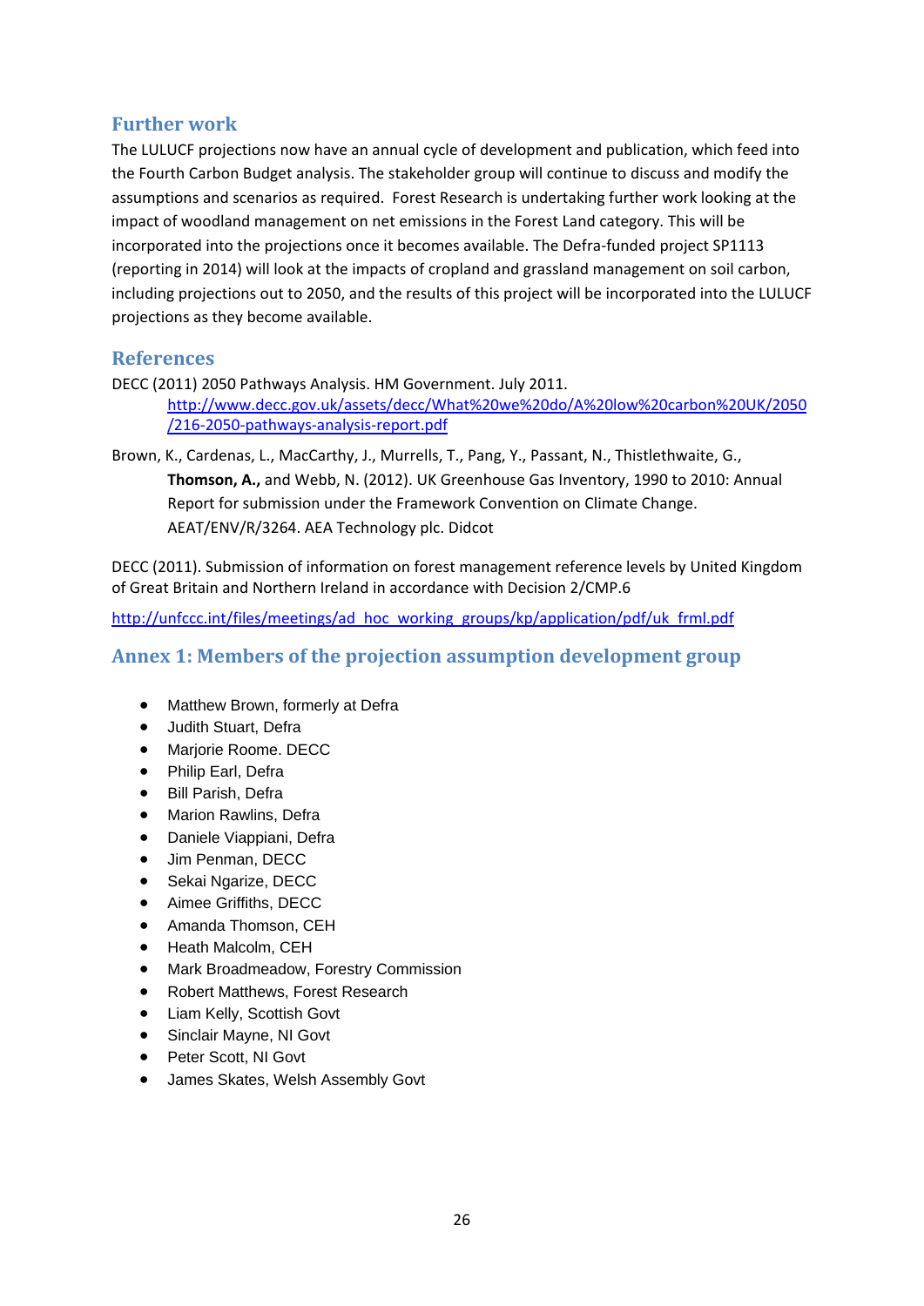## Further work

The LULUCF projections now have an annual cycle of development and publication, which feed into the Fourth Carbon Budget analysis. The stakeholder group will continue to discuss and modify the assumptions and scenarios as required. Forest Research is undertaking further work looking at the impact of woodland management on net emissions in the Forest Land category. This will be incorporated into the projections once it becomes available. The Defra-funded project SP1113 (reporting in 2014) will look at the impacts of cropland and grassland management on soil carbon, including projections out to 2050, and the results of this project will be incorporated into the LULUCF projections as they become available.

## References

DECC (2011) 2050 Pathways Analysis. HM Government. July 2011. http://www.decc.gov.uk/assets/decc/What%20we%20do/A%20low%20carbon%20UK/2050/216-2050-pathways-analysis-report.pdf

Brown, K., Cardenas, L., MacCarthy, J., Murrells, T., Pang, Y., Passant, N., Thistlethwaite, G., **Thomson, A.,** and Webb, N. (2012). UK Greenhouse Gas Inventory, 1990 to 2010: Annual Report for submission under the Framework Convention on Climate Change. AEAT/ENV/R/3264. AEA Technology plc. Didcot

DECC (2011). Submission of information on forest management reference levels by United Kingdom of Great Britain and Northern Ireland in accordance with Decision 2/CMP.6

http://unfccc.int/files/meetings/ad_hoc_working_groups/kp/application/pdf/uk_frml.pdf

## Annex 1: Members of the projection assumption development group

- Matthew Brown, formerly at Defra
- Judith Stuart, Defra
- Marjorie Roome. DECC
- Philip Earl, Defra
- Bill Parish, Defra
- Marion Rawlins, Defra
- Daniele Viappiani, Defra
- Jim Penman, DECC
- Sekai Ngarize, DECC
- Aimee Griffiths, DECC
- Amanda Thomson, CEH
- Heath Malcolm, CEH
- Mark Broadmeadow, Forestry Commission
- Robert Matthews, Forest Research
- Liam Kelly, Scottish Govt
- Sinclair Mayne, NI Govt
- Peter Scott, NI Govt
- James Skates, Welsh Assembly Govt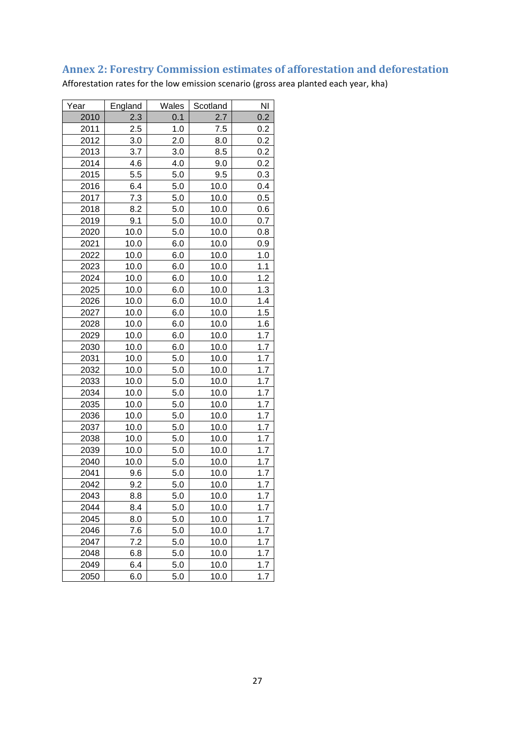## Annex 2: Forestry Commission estimates of afforestation and deforestation

Afforestation rates for the low emission scenario (gross area planted each year, kha)

| Year | England | Wales | Scotland | NI |
|---|---|---|---|---|
| 2010 | 2.3 | 0.1 | 2.7 | 0.2 |
| 2011 | 2.5 | 1.0 | 7.5 | 0.2 |
| 2012 | 3.0 | 2.0 | 8.0 | 0.2 |
| 2013 | 3.7 | 3.0 | 8.5 | 0.2 |
| 2014 | 4.6 | 4.0 | 9.0 | 0.2 |
| 2015 | 5.5 | 5.0 | 9.5 | 0.3 |
| 2016 | 6.4 | 5.0 | 10.0 | 0.4 |
| 2017 | 7.3 | 5.0 | 10.0 | 0.5 |
| 2018 | 8.2 | 5.0 | 10.0 | 0.6 |
| 2019 | 9.1 | 5.0 | 10.0 | 0.7 |
| 2020 | 10.0 | 5.0 | 10.0 | 0.8 |
| 2021 | 10.0 | 6.0 | 10.0 | 0.9 |
| 2022 | 10.0 | 6.0 | 10.0 | 1.0 |
| 2023 | 10.0 | 6.0 | 10.0 | 1.1 |
| 2024 | 10.0 | 6.0 | 10.0 | 1.2 |
| 2025 | 10.0 | 6.0 | 10.0 | 1.3 |
| 2026 | 10.0 | 6.0 | 10.0 | 1.4 |
| 2027 | 10.0 | 6.0 | 10.0 | 1.5 |
| 2028 | 10.0 | 6.0 | 10.0 | 1.6 |
| 2029 | 10.0 | 6.0 | 10.0 | 1.7 |
| 2030 | 10.0 | 6.0 | 10.0 | 1.7 |
| 2031 | 10.0 | 5.0 | 10.0 | 1.7 |
| 2032 | 10.0 | 5.0 | 10.0 | 1.7 |
| 2033 | 10.0 | 5.0 | 10.0 | 1.7 |
| 2034 | 10.0 | 5.0 | 10.0 | 1.7 |
| 2035 | 10.0 | 5.0 | 10.0 | 1.7 |
| 2036 | 10.0 | 5.0 | 10.0 | 1.7 |
| 2037 | 10.0 | 5.0 | 10.0 | 1.7 |
| 2038 | 10.0 | 5.0 | 10.0 | 1.7 |
| 2039 | 10.0 | 5.0 | 10.0 | 1.7 |
| 2040 | 10.0 | 5.0 | 10.0 | 1.7 |
| 2041 | 9.6 | 5.0 | 10.0 | 1.7 |
| 2042 | 9.2 | 5.0 | 10.0 | 1.7 |
| 2043 | 8.8 | 5.0 | 10.0 | 1.7 |
| 2044 | 8.4 | 5.0 | 10.0 | 1.7 |
| 2045 | 8.0 | 5.0 | 10.0 | 1.7 |
| 2046 | 7.6 | 5.0 | 10.0 | 1.7 |
| 2047 | 7.2 | 5.0 | 10.0 | 1.7 |
| 2048 | 6.8 | 5.0 | 10.0 | 1.7 |
| 2049 | 6.4 | 5.0 | 10.0 | 1.7 |
| 2050 | 6.0 | 5.0 | 10.0 | 1.7 |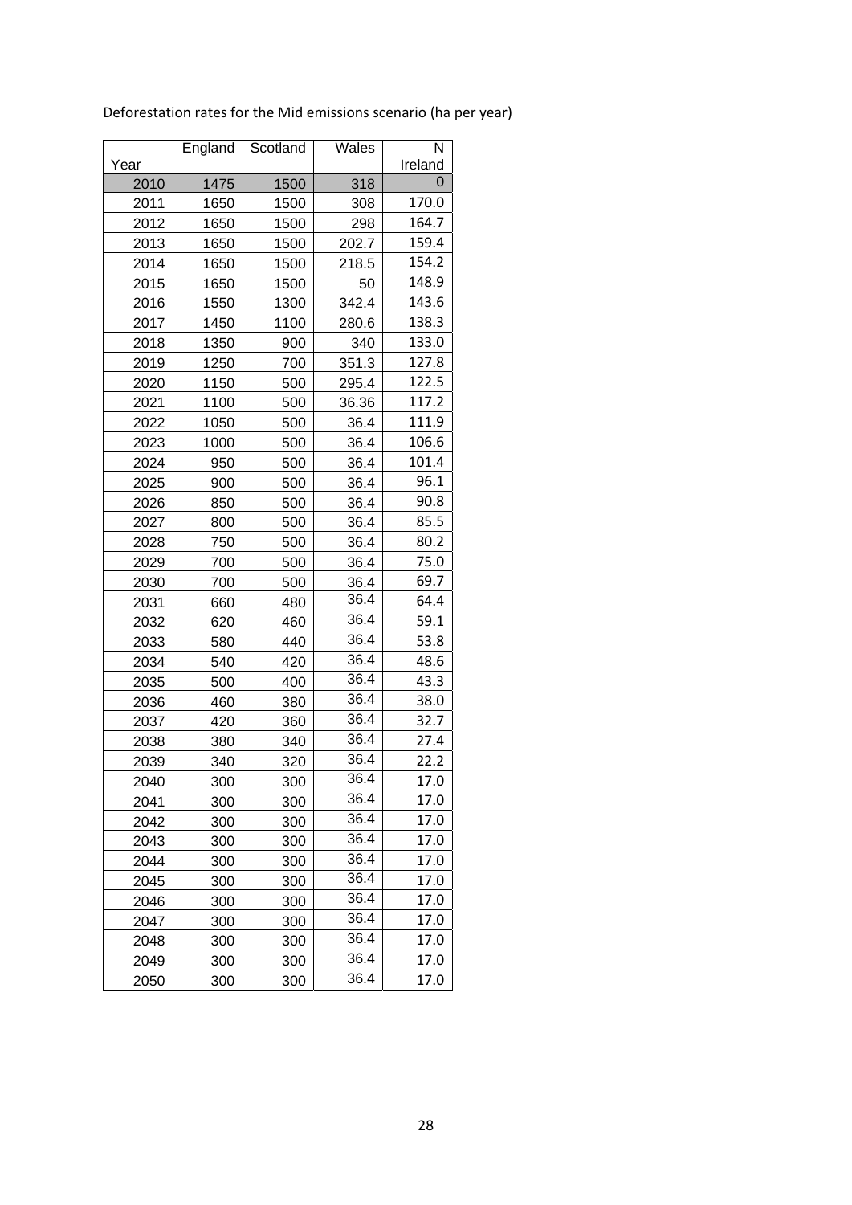Deforestation rates for the Mid emissions scenario (ha per year)

| Year | England | Scotland | Wales | N Ireland |
|---|---|---|---|---|
| 2010 | 1475 | 1500 | 318 | 0 |
| 2011 | 1650 | 1500 | 308 | 170.0 |
| 2012 | 1650 | 1500 | 298 | 164.7 |
| 2013 | 1650 | 1500 | 202.7 | 159.4 |
| 2014 | 1650 | 1500 | 218.5 | 154.2 |
| 2015 | 1650 | 1500 | 50 | 148.9 |
| 2016 | 1550 | 1300 | 342.4 | 143.6 |
| 2017 | 1450 | 1100 | 280.6 | 138.3 |
| 2018 | 1350 | 900 | 340 | 133.0 |
| 2019 | 1250 | 700 | 351.3 | 127.8 |
| 2020 | 1150 | 500 | 295.4 | 122.5 |
| 2021 | 1100 | 500 | 36.36 | 117.2 |
| 2022 | 1050 | 500 | 36.4 | 111.9 |
| 2023 | 1000 | 500 | 36.4 | 106.6 |
| 2024 | 950 | 500 | 36.4 | 101.4 |
| 2025 | 900 | 500 | 36.4 | 96.1 |
| 2026 | 850 | 500 | 36.4 | 90.8 |
| 2027 | 800 | 500 | 36.4 | 85.5 |
| 2028 | 750 | 500 | 36.4 | 80.2 |
| 2029 | 700 | 500 | 36.4 | 75.0 |
| 2030 | 700 | 500 | 36.4 | 69.7 |
| 2031 | 660 | 480 | 36.4 | 64.4 |
| 2032 | 620 | 460 | 36.4 | 59.1 |
| 2033 | 580 | 440 | 36.4 | 53.8 |
| 2034 | 540 | 420 | 36.4 | 48.6 |
| 2035 | 500 | 400 | 36.4 | 43.3 |
| 2036 | 460 | 380 | 36.4 | 38.0 |
| 2037 | 420 | 360 | 36.4 | 32.7 |
| 2038 | 380 | 340 | 36.4 | 27.4 |
| 2039 | 340 | 320 | 36.4 | 22.2 |
| 2040 | 300 | 300 | 36.4 | 17.0 |
| 2041 | 300 | 300 | 36.4 | 17.0 |
| 2042 | 300 | 300 | 36.4 | 17.0 |
| 2043 | 300 | 300 | 36.4 | 17.0 |
| 2044 | 300 | 300 | 36.4 | 17.0 |
| 2045 | 300 | 300 | 36.4 | 17.0 |
| 2046 | 300 | 300 | 36.4 | 17.0 |
| 2047 | 300 | 300 | 36.4 | 17.0 |
| 2048 | 300 | 300 | 36.4 | 17.0 |
| 2049 | 300 | 300 | 36.4 | 17.0 |
| 2050 | 300 | 300 | 36.4 | 17.0 |